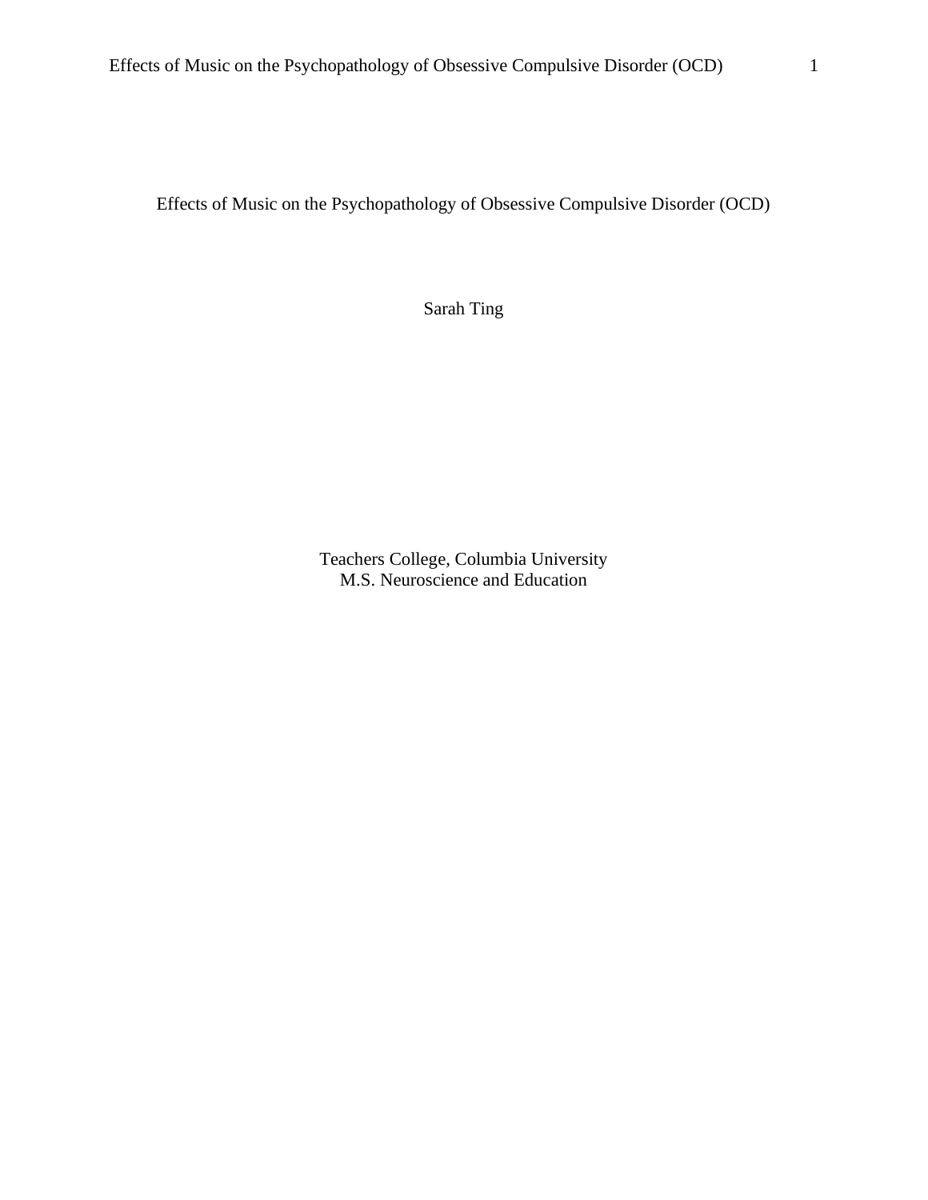# Effects of Music on the Psychopathology of Obsessive Compulsive Disorder (OCD)

Sarah Ting

Teachers College, Columbia University
M.S. Neuroscience and Education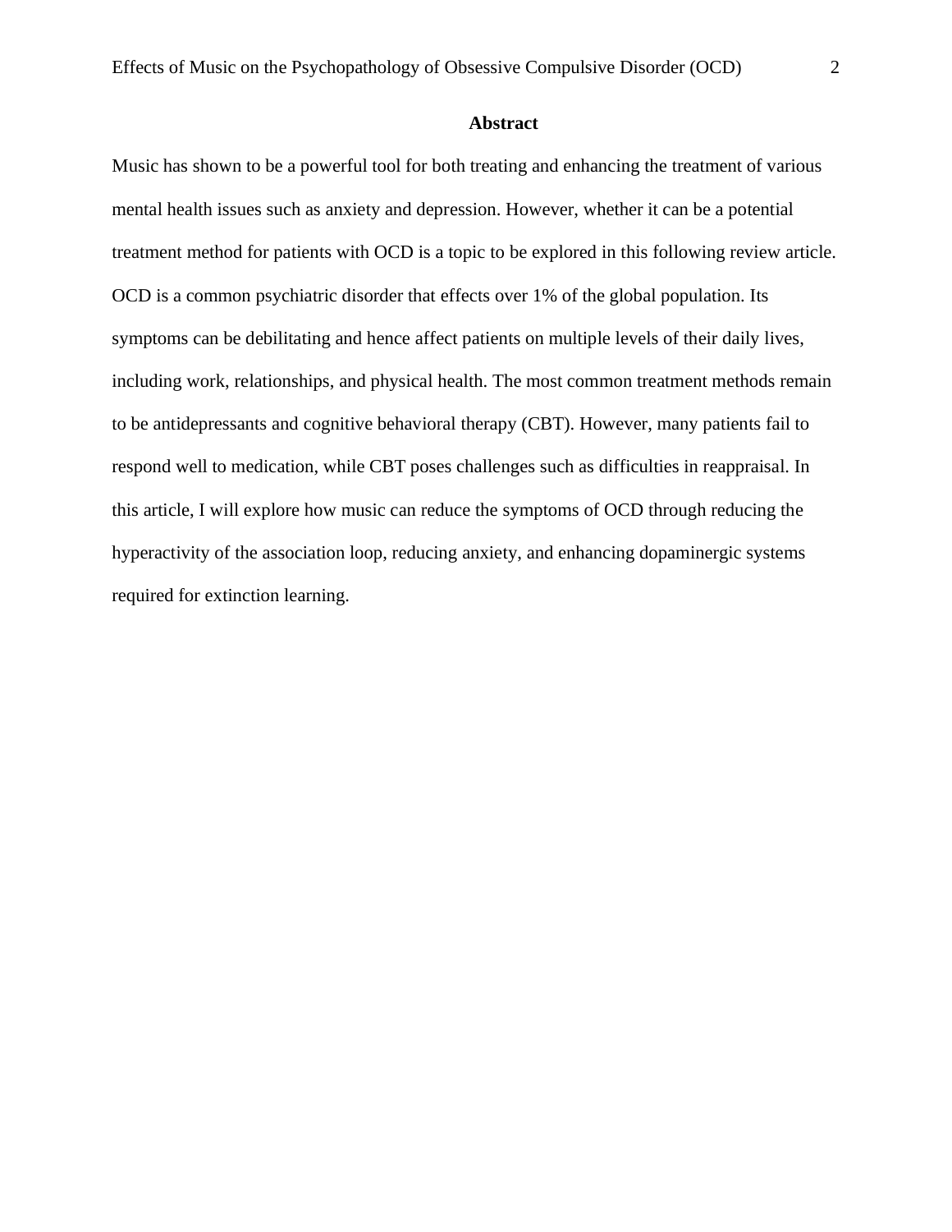## Abstract

Music has shown to be a powerful tool for both treating and enhancing the treatment of various mental health issues such as anxiety and depression. However, whether it can be a potential treatment method for patients with OCD is a topic to be explored in this following review article. OCD is a common psychiatric disorder that effects over 1% of the global population. Its symptoms can be debilitating and hence affect patients on multiple levels of their daily lives, including work, relationships, and physical health. The most common treatment methods remain to be antidepressants and cognitive behavioral therapy (CBT). However, many patients fail to respond well to medication, while CBT poses challenges such as difficulties in reappraisal. In this article, I will explore how music can reduce the symptoms of OCD through reducing the hyperactivity of the association loop, reducing anxiety, and enhancing dopaminergic systems required for extinction learning.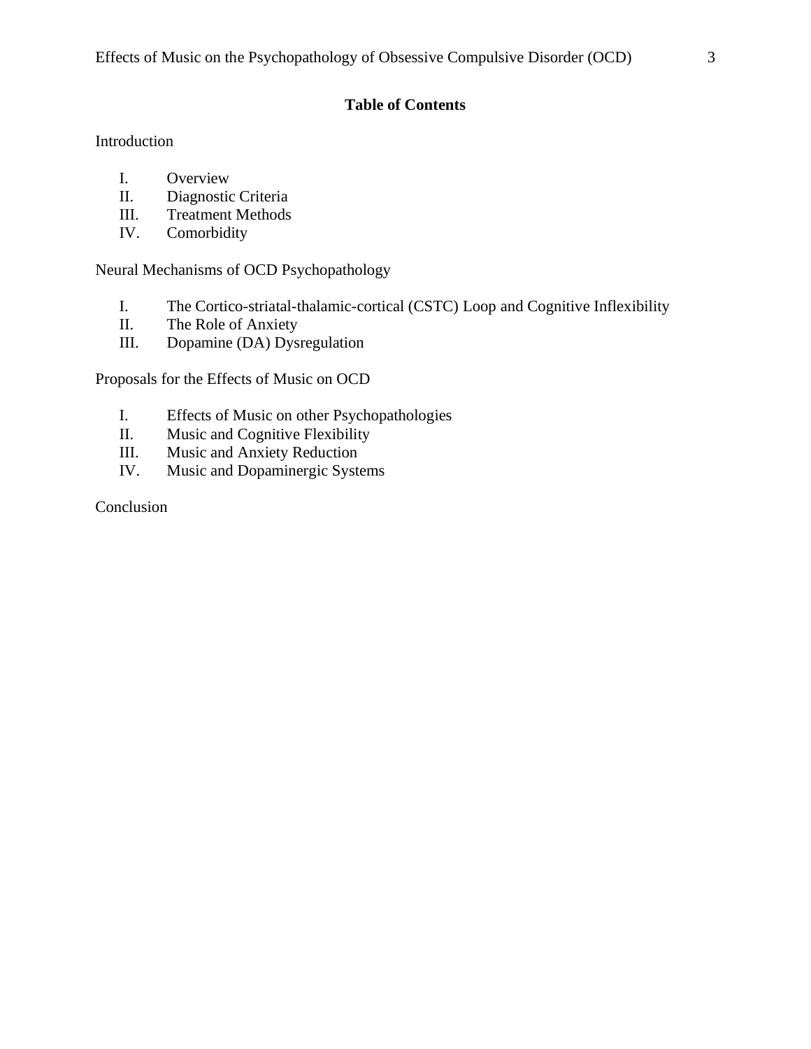**Table of Contents**

Introduction

I. Overview
II. Diagnostic Criteria
III. Treatment Methods
IV. Comorbidity

Neural Mechanisms of OCD Psychopathology

I. The Cortico-striatal-thalamic-cortical (CSTC) Loop and Cognitive Inflexibility
II. The Role of Anxiety
III. Dopamine (DA) Dysregulation

Proposals for the Effects of Music on OCD

I. Effects of Music on other Psychopathologies
II. Music and Cognitive Flexibility
III. Music and Anxiety Reduction
IV. Music and Dopaminergic Systems

Conclusion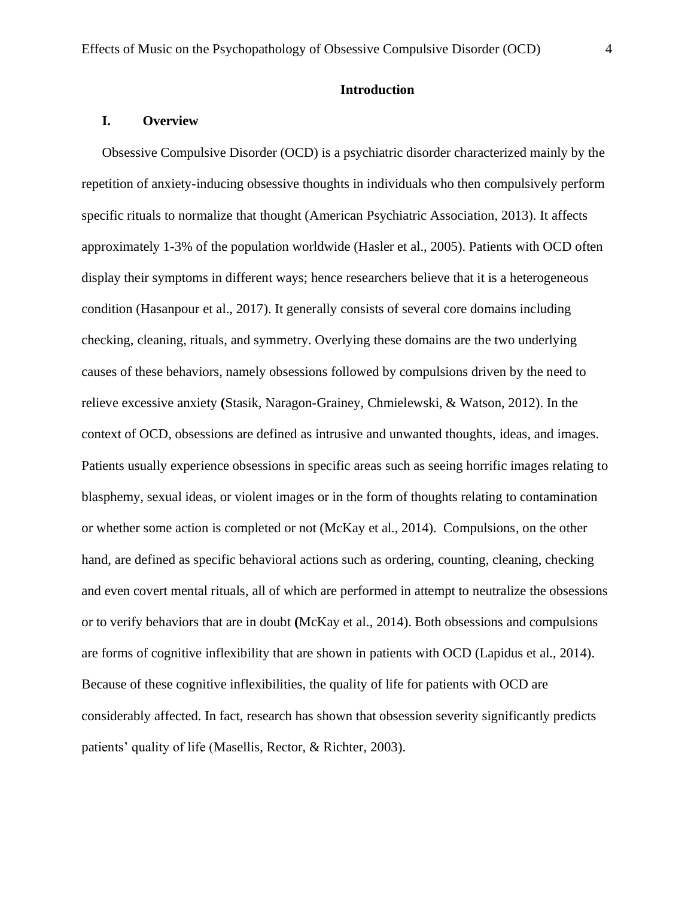## Introduction

### I. Overview

Obsessive Compulsive Disorder (OCD) is a psychiatric disorder characterized mainly by the repetition of anxiety-inducing obsessive thoughts in individuals who then compulsively perform specific rituals to normalize that thought (American Psychiatric Association, 2013). It affects approximately 1-3% of the population worldwide (Hasler et al., 2005). Patients with OCD often display their symptoms in different ways; hence researchers believe that it is a heterogeneous condition (Hasanpour et al., 2017). It generally consists of several core domains including checking, cleaning, rituals, and symmetry. Overlying these domains are the two underlying causes of these behaviors, namely obsessions followed by compulsions driven by the need to relieve excessive anxiety **(**Stasik, Naragon-Grainey, Chmielewski, & Watson, 2012). In the context of OCD, obsessions are defined as intrusive and unwanted thoughts, ideas, and images. Patients usually experience obsessions in specific areas such as seeing horrific images relating to blasphemy, sexual ideas, or violent images or in the form of thoughts relating to contamination or whether some action is completed or not (McKay et al., 2014). Compulsions, on the other hand, are defined as specific behavioral actions such as ordering, counting, cleaning, checking and even covert mental rituals, all of which are performed in attempt to neutralize the obsessions or to verify behaviors that are in doubt **(**McKay et al., 2014). Both obsessions and compulsions are forms of cognitive inflexibility that are shown in patients with OCD (Lapidus et al., 2014). Because of these cognitive inflexibilities, the quality of life for patients with OCD are considerably affected. In fact, research has shown that obsession severity significantly predicts patients' quality of life (Masellis, Rector, & Richter, 2003).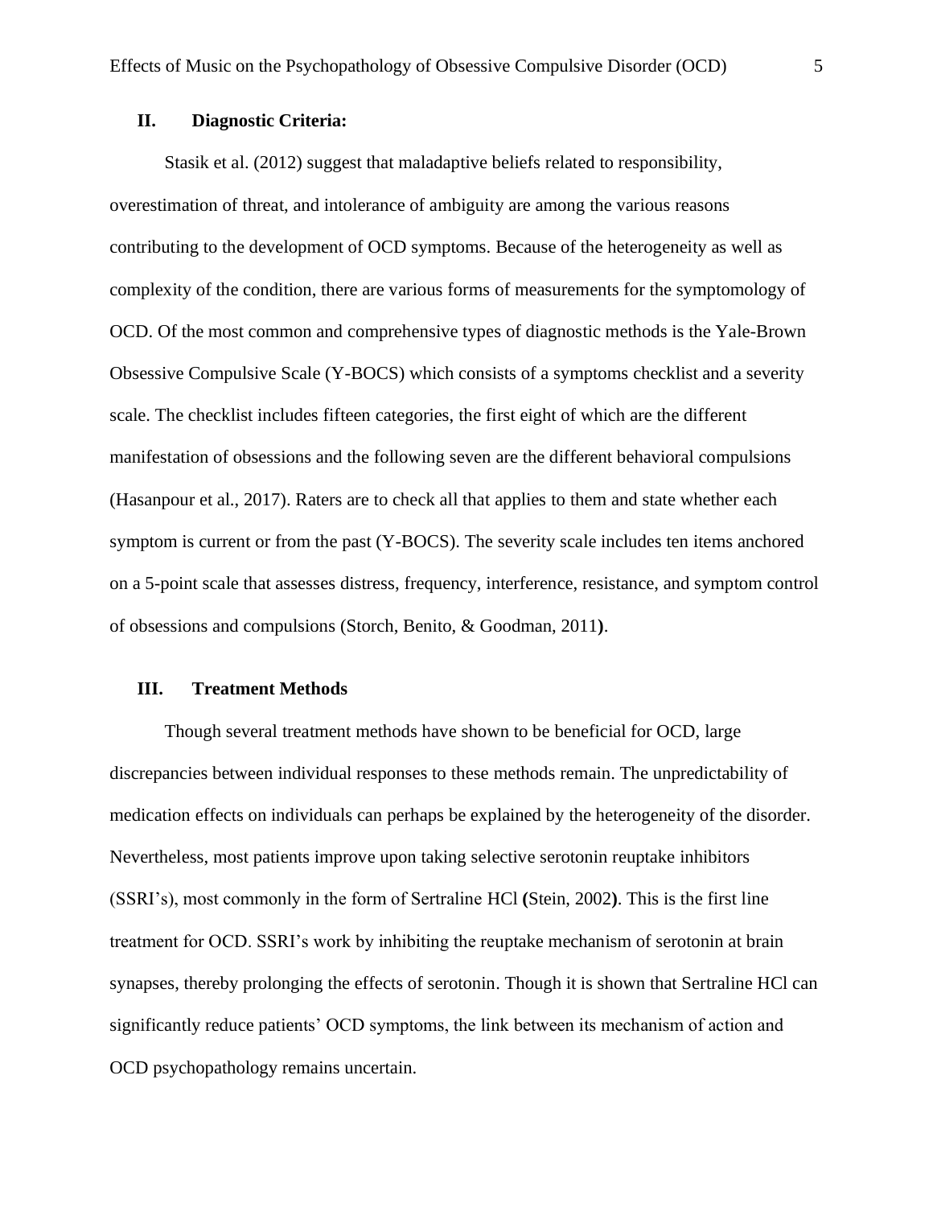## II. Diagnostic Criteria:

Stasik et al. (2012) suggest that maladaptive beliefs related to responsibility, overestimation of threat, and intolerance of ambiguity are among the various reasons contributing to the development of OCD symptoms. Because of the heterogeneity as well as complexity of the condition, there are various forms of measurements for the symptomology of OCD. Of the most common and comprehensive types of diagnostic methods is the Yale-Brown Obsessive Compulsive Scale (Y-BOCS) which consists of a symptoms checklist and a severity scale. The checklist includes fifteen categories, the first eight of which are the different manifestation of obsessions and the following seven are the different behavioral compulsions (Hasanpour et al., 2017). Raters are to check all that applies to them and state whether each symptom is current or from the past (Y-BOCS). The severity scale includes ten items anchored on a 5-point scale that assesses distress, frequency, interference, resistance, and symptom control of obsessions and compulsions (Storch, Benito, & Goodman, 2011**)**.

## III. Treatment Methods

Though several treatment methods have shown to be beneficial for OCD, large discrepancies between individual responses to these methods remain. The unpredictability of medication effects on individuals can perhaps be explained by the heterogeneity of the disorder. Nevertheless, most patients improve upon taking selective serotonin reuptake inhibitors (SSRI's), most commonly in the form of Sertraline HCl **(**Stein, 2002**)**. This is the first line treatment for OCD. SSRI's work by inhibiting the reuptake mechanism of serotonin at brain synapses, thereby prolonging the effects of serotonin. Though it is shown that Sertraline HCl can significantly reduce patients' OCD symptoms, the link between its mechanism of action and OCD psychopathology remains uncertain.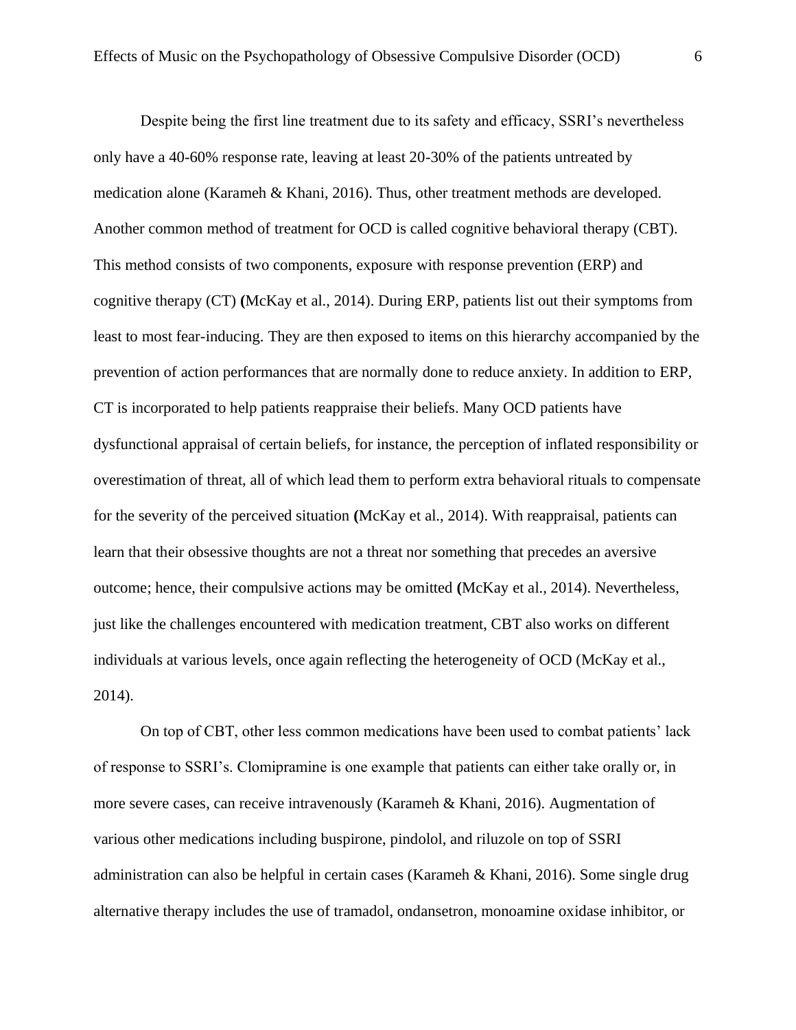Despite being the first line treatment due to its safety and efficacy, SSRI's nevertheless only have a 40-60% response rate, leaving at least 20-30% of the patients untreated by medication alone (Karameh & Khani, 2016). Thus, other treatment methods are developed. Another common method of treatment for OCD is called cognitive behavioral therapy (CBT). This method consists of two components, exposure with response prevention (ERP) and cognitive therapy (CT) (McKay et al., 2014). During ERP, patients list out their symptoms from least to most fear-inducing. They are then exposed to items on this hierarchy accompanied by the prevention of action performances that are normally done to reduce anxiety. In addition to ERP, CT is incorporated to help patients reappraise their beliefs. Many OCD patients have dysfunctional appraisal of certain beliefs, for instance, the perception of inflated responsibility or overestimation of threat, all of which lead them to perform extra behavioral rituals to compensate for the severity of the perceived situation (McKay et al., 2014). With reappraisal, patients can learn that their obsessive thoughts are not a threat nor something that precedes an aversive outcome; hence, their compulsive actions may be omitted (McKay et al., 2014). Nevertheless, just like the challenges encountered with medication treatment, CBT also works on different individuals at various levels, once again reflecting the heterogeneity of OCD (McKay et al., 2014).

On top of CBT, other less common medications have been used to combat patients' lack of response to SSRI's. Clomipramine is one example that patients can either take orally or, in more severe cases, can receive intravenously (Karameh & Khani, 2016). Augmentation of various other medications including buspirone, pindolol, and riluzole on top of SSRI administration can also be helpful in certain cases (Karameh & Khani, 2016). Some single drug alternative therapy includes the use of tramadol, ondansetron, monoamine oxidase inhibitor, or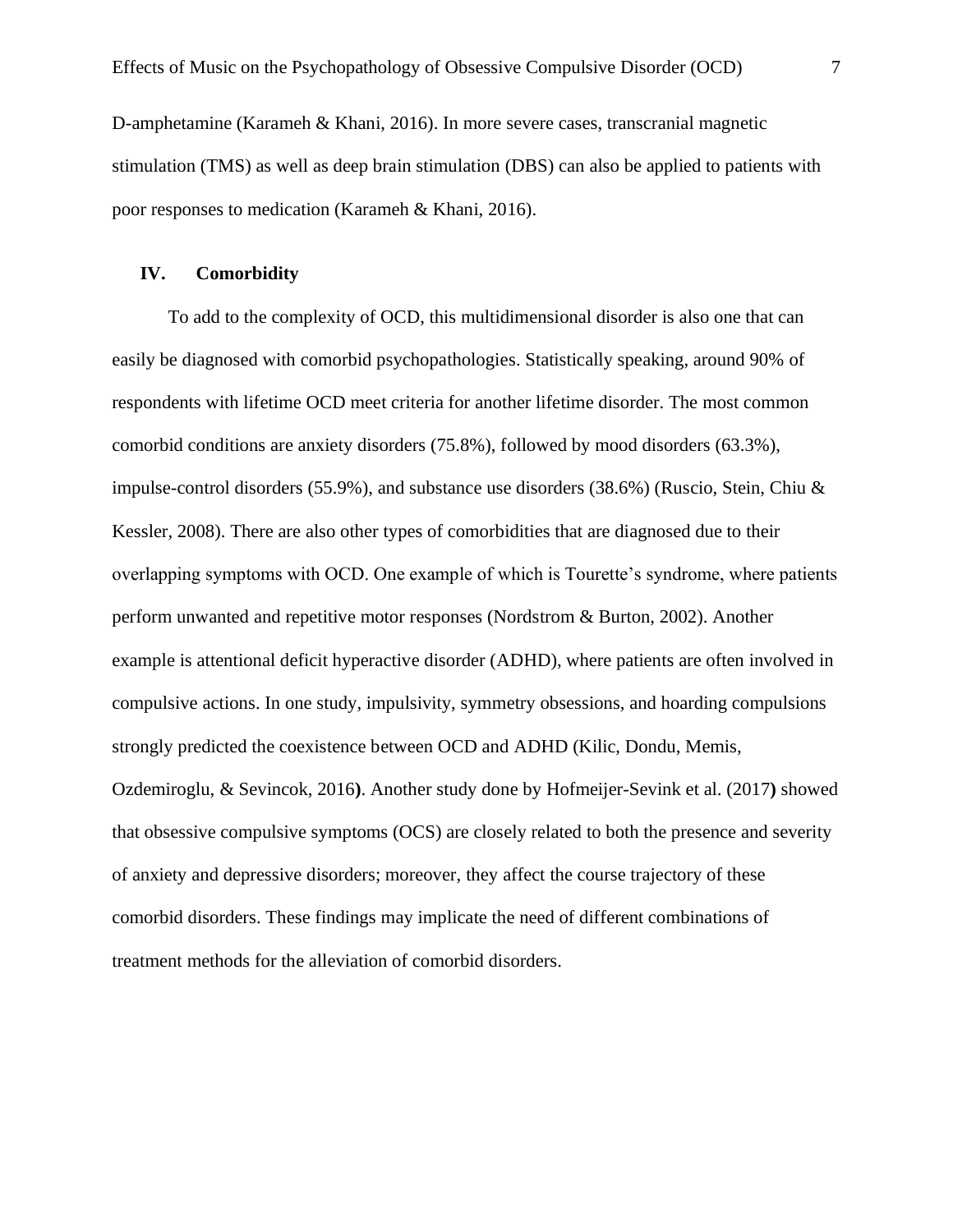D-amphetamine (Karameh & Khani, 2016). In more severe cases, transcranial magnetic stimulation (TMS) as well as deep brain stimulation (DBS) can also be applied to patients with poor responses to medication (Karameh & Khani, 2016).

## IV. Comorbidity

To add to the complexity of OCD, this multidimensional disorder is also one that can easily be diagnosed with comorbid psychopathologies. Statistically speaking, around 90% of respondents with lifetime OCD meet criteria for another lifetime disorder. The most common comorbid conditions are anxiety disorders (75.8%), followed by mood disorders (63.3%), impulse-control disorders (55.9%), and substance use disorders (38.6%) (Ruscio, Stein, Chiu & Kessler, 2008). There are also other types of comorbidities that are diagnosed due to their overlapping symptoms with OCD. One example of which is Tourette's syndrome, where patients perform unwanted and repetitive motor responses (Nordstrom & Burton, 2002). Another example is attentional deficit hyperactive disorder (ADHD), where patients are often involved in compulsive actions. In one study, impulsivity, symmetry obsessions, and hoarding compulsions strongly predicted the coexistence between OCD and ADHD (Kilic, Dondu, Memis, Ozdemiroglu, & Sevincok, 2016**)**. Another study done by Hofmeijer-Sevink et al. (2017**)** showed that obsessive compulsive symptoms (OCS) are closely related to both the presence and severity of anxiety and depressive disorders; moreover, they affect the course trajectory of these comorbid disorders. These findings may implicate the need of different combinations of treatment methods for the alleviation of comorbid disorders.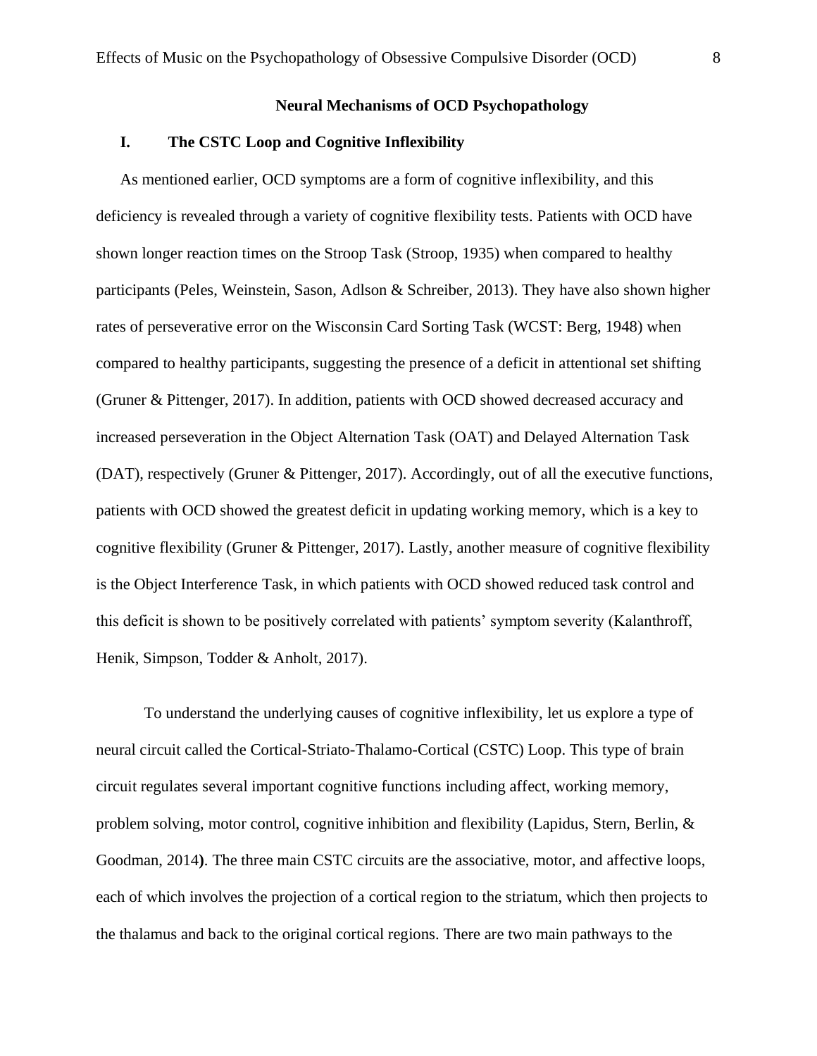## Neural Mechanisms of OCD Psychopathology

### I. The CSTC Loop and Cognitive Inflexibility

As mentioned earlier, OCD symptoms are a form of cognitive inflexibility, and this deficiency is revealed through a variety of cognitive flexibility tests. Patients with OCD have shown longer reaction times on the Stroop Task (Stroop, 1935) when compared to healthy participants (Peles, Weinstein, Sason, Adlson & Schreiber, 2013). They have also shown higher rates of perseverative error on the Wisconsin Card Sorting Task (WCST: Berg, 1948) when compared to healthy participants, suggesting the presence of a deficit in attentional set shifting (Gruner & Pittenger, 2017). In addition, patients with OCD showed decreased accuracy and increased perseveration in the Object Alternation Task (OAT) and Delayed Alternation Task (DAT), respectively (Gruner & Pittenger, 2017). Accordingly, out of all the executive functions, patients with OCD showed the greatest deficit in updating working memory, which is a key to cognitive flexibility (Gruner & Pittenger, 2017). Lastly, another measure of cognitive flexibility is the Object Interference Task, in which patients with OCD showed reduced task control and this deficit is shown to be positively correlated with patients' symptom severity (Kalanthroff, Henik, Simpson, Todder & Anholt, 2017).

To understand the underlying causes of cognitive inflexibility, let us explore a type of neural circuit called the Cortical-Striato-Thalamo-Cortical (CSTC) Loop. This type of brain circuit regulates several important cognitive functions including affect, working memory, problem solving, motor control, cognitive inhibition and flexibility (Lapidus, Stern, Berlin, & Goodman, 2014). The three main CSTC circuits are the associative, motor, and affective loops, each of which involves the projection of a cortical region to the striatum, which then projects to the thalamus and back to the original cortical regions. There are two main pathways to the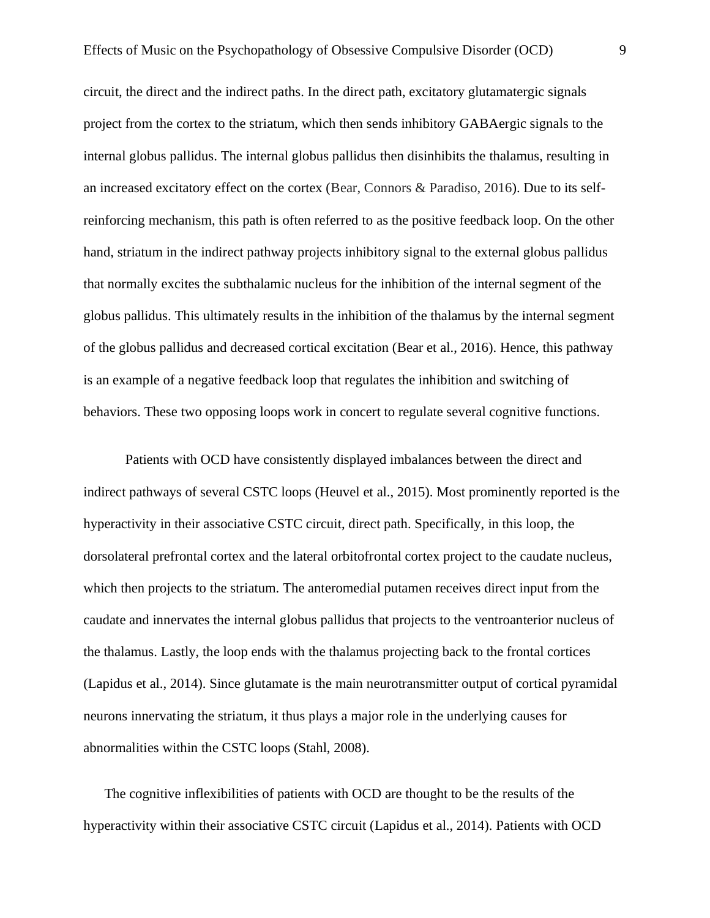circuit, the direct and the indirect paths. In the direct path, excitatory glutamatergic signals project from the cortex to the striatum, which then sends inhibitory GABAergic signals to the internal globus pallidus. The internal globus pallidus then disinhibits the thalamus, resulting in an increased excitatory effect on the cortex (Bear, Connors & Paradiso, 2016). Due to its self-reinforcing mechanism, this path is often referred to as the positive feedback loop. On the other hand, striatum in the indirect pathway projects inhibitory signal to the external globus pallidus that normally excites the subthalamic nucleus for the inhibition of the internal segment of the globus pallidus. This ultimately results in the inhibition of the thalamus by the internal segment of the globus pallidus and decreased cortical excitation (Bear et al., 2016). Hence, this pathway is an example of a negative feedback loop that regulates the inhibition and switching of behaviors. These two opposing loops work in concert to regulate several cognitive functions.

Patients with OCD have consistently displayed imbalances between the direct and indirect pathways of several CSTC loops (Heuvel et al., 2015). Most prominently reported is the hyperactivity in their associative CSTC circuit, direct path. Specifically, in this loop, the dorsolateral prefrontal cortex and the lateral orbitofrontal cortex project to the caudate nucleus, which then projects to the striatum. The anteromedial putamen receives direct input from the caudate and innervates the internal globus pallidus that projects to the ventroanterior nucleus of the thalamus. Lastly, the loop ends with the thalamus projecting back to the frontal cortices (Lapidus et al., 2014). Since glutamate is the main neurotransmitter output of cortical pyramidal neurons innervating the striatum, it thus plays a major role in the underlying causes for abnormalities within the CSTC loops (Stahl, 2008).

The cognitive inflexibilities of patients with OCD are thought to be the results of the hyperactivity within their associative CSTC circuit (Lapidus et al., 2014). Patients with OCD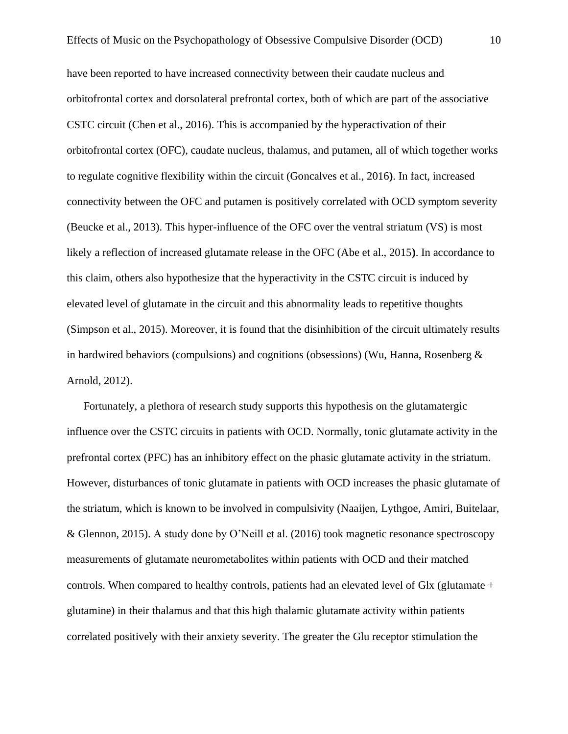have been reported to have increased connectivity between their caudate nucleus and orbitofrontal cortex and dorsolateral prefrontal cortex, both of which are part of the associative CSTC circuit (Chen et al., 2016). This is accompanied by the hyperactivation of their orbitofrontal cortex (OFC), caudate nucleus, thalamus, and putamen, all of which together works to regulate cognitive flexibility within the circuit (Goncalves et al., 2016**)**. In fact, increased connectivity between the OFC and putamen is positively correlated with OCD symptom severity (Beucke et al., 2013). This hyper-influence of the OFC over the ventral striatum (VS) is most likely a reflection of increased glutamate release in the OFC (Abe et al., 2015**)**. In accordance to this claim, others also hypothesize that the hyperactivity in the CSTC circuit is induced by elevated level of glutamate in the circuit and this abnormality leads to repetitive thoughts (Simpson et al., 2015). Moreover, it is found that the disinhibition of the circuit ultimately results in hardwired behaviors (compulsions) and cognitions (obsessions) (Wu, Hanna, Rosenberg & Arnold, 2012).

Fortunately, a plethora of research study supports this hypothesis on the glutamatergic influence over the CSTC circuits in patients with OCD. Normally, tonic glutamate activity in the prefrontal cortex (PFC) has an inhibitory effect on the phasic glutamate activity in the striatum. However, disturbances of tonic glutamate in patients with OCD increases the phasic glutamate of the striatum, which is known to be involved in compulsivity (Naaijen, Lythgoe, Amiri, Buitelaar, & Glennon, 2015). A study done by O'Neill et al. (2016) took magnetic resonance spectroscopy measurements of glutamate neurometabolites within patients with OCD and their matched controls. When compared to healthy controls, patients had an elevated level of Glx (glutamate + glutamine) in their thalamus and that this high thalamic glutamate activity within patients correlated positively with their anxiety severity. The greater the Glu receptor stimulation the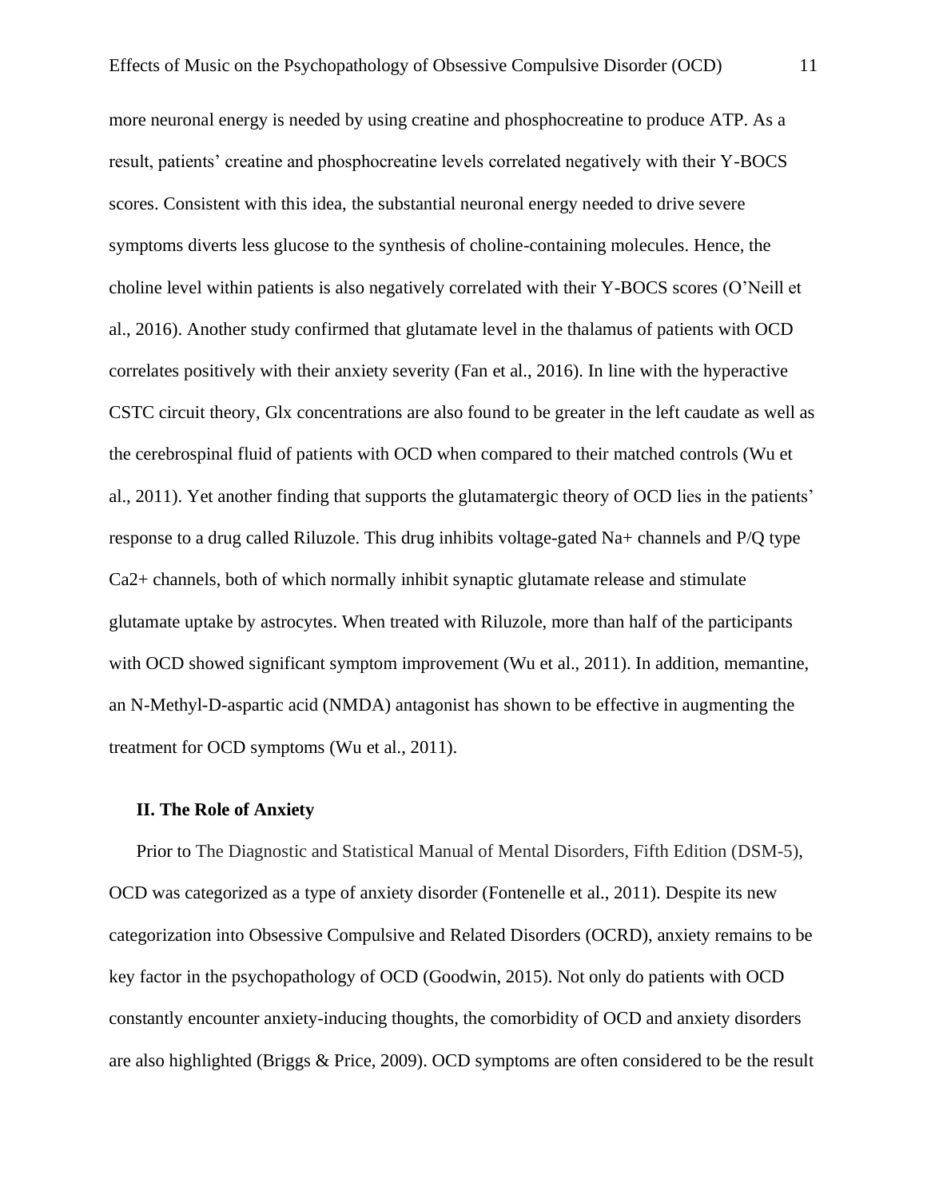more neuronal energy is needed by using creatine and phosphocreatine to produce ATP. As a result, patients' creatine and phosphocreatine levels correlated negatively with their Y-BOCS scores. Consistent with this idea, the substantial neuronal energy needed to drive severe symptoms diverts less glucose to the synthesis of choline-containing molecules. Hence, the choline level within patients is also negatively correlated with their Y-BOCS scores (O'Neill et al., 2016). Another study confirmed that glutamate level in the thalamus of patients with OCD correlates positively with their anxiety severity (Fan et al., 2016). In line with the hyperactive CSTC circuit theory, Glx concentrations are also found to be greater in the left caudate as well as the cerebrospinal fluid of patients with OCD when compared to their matched controls (Wu et al., 2011). Yet another finding that supports the glutamatergic theory of OCD lies in the patients' response to a drug called Riluzole. This drug inhibits voltage-gated $Na^+$ channels and P/Q type $Ca^{2+}$ channels, both of which normally inhibit synaptic glutamate release and stimulate glutamate uptake by astrocytes. When treated with Riluzole, more than half of the participants with OCD showed significant symptom improvement (Wu et al., 2011). In addition, memantine, an N-Methyl-D-aspartic acid (NMDA) antagonist has shown to be effective in augmenting the treatment for OCD symptoms (Wu et al., 2011).

### II. The Role of Anxiety

Prior to The Diagnostic and Statistical Manual of Mental Disorders, Fifth Edition (DSM-5), OCD was categorized as a type of anxiety disorder (Fontenelle et al., 2011). Despite its new categorization into Obsessive Compulsive and Related Disorders (OCRD), anxiety remains to be key factor in the psychopathology of OCD (Goodwin, 2015). Not only do patients with OCD constantly encounter anxiety-inducing thoughts, the comorbidity of OCD and anxiety disorders are also highlighted (Briggs & Price, 2009). OCD symptoms are often considered to be the result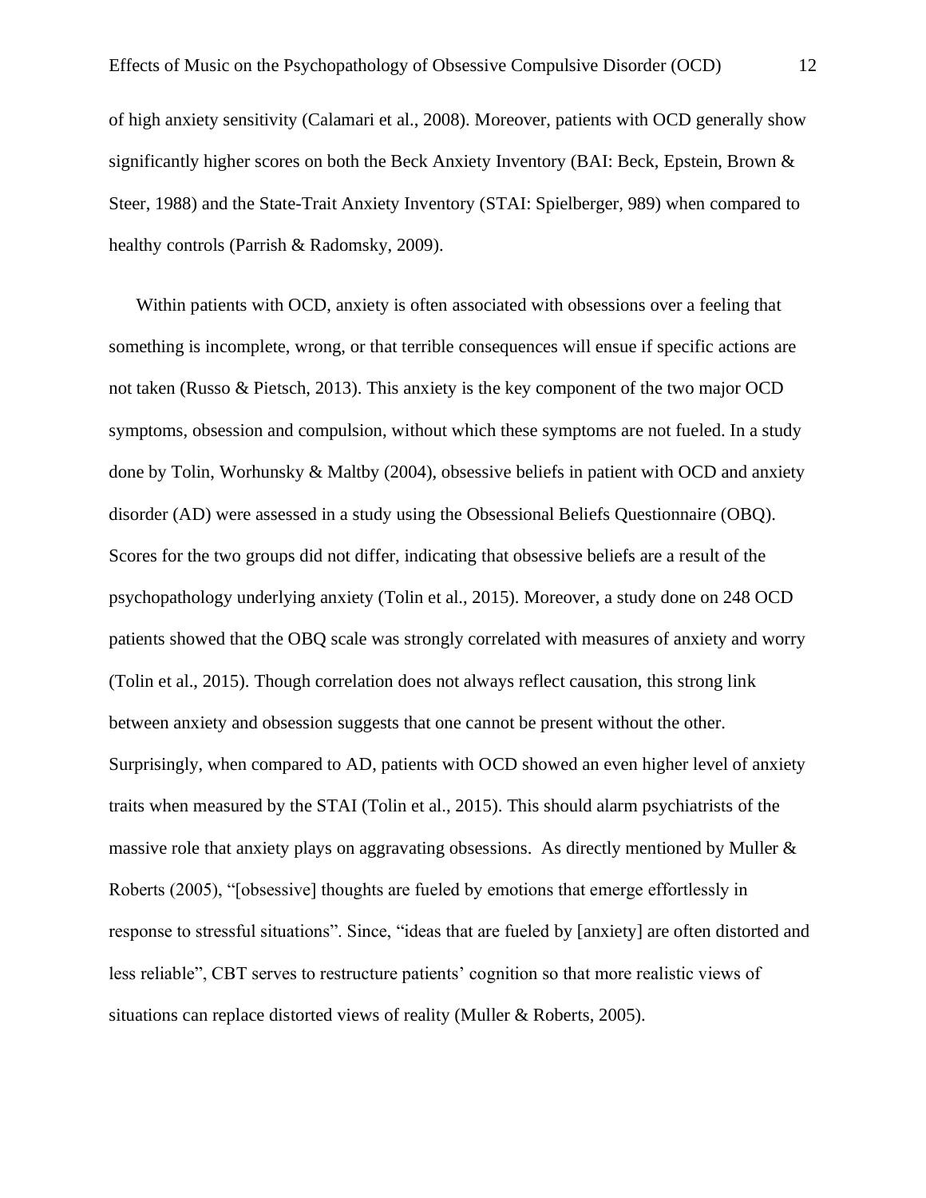of high anxiety sensitivity (Calamari et al., 2008). Moreover, patients with OCD generally show significantly higher scores on both the Beck Anxiety Inventory (BAI: Beck, Epstein, Brown & Steer, 1988) and the State-Trait Anxiety Inventory (STAI: Spielberger, 989) when compared to healthy controls (Parrish & Radomsky, 2009).

Within patients with OCD, anxiety is often associated with obsessions over a feeling that something is incomplete, wrong, or that terrible consequences will ensue if specific actions are not taken (Russo & Pietsch, 2013). This anxiety is the key component of the two major OCD symptoms, obsession and compulsion, without which these symptoms are not fueled. In a study done by Tolin, Worhunsky & Maltby (2004), obsessive beliefs in patient with OCD and anxiety disorder (AD) were assessed in a study using the Obsessional Beliefs Questionnaire (OBQ). Scores for the two groups did not differ, indicating that obsessive beliefs are a result of the psychopathology underlying anxiety (Tolin et al., 2015). Moreover, a study done on 248 OCD patients showed that the OBQ scale was strongly correlated with measures of anxiety and worry (Tolin et al., 2015). Though correlation does not always reflect causation, this strong link between anxiety and obsession suggests that one cannot be present without the other. Surprisingly, when compared to AD, patients with OCD showed an even higher level of anxiety traits when measured by the STAI (Tolin et al., 2015). This should alarm psychiatrists of the massive role that anxiety plays on aggravating obsessions. As directly mentioned by Muller & Roberts (2005), "[obsessive] thoughts are fueled by emotions that emerge effortlessly in response to stressful situations". Since, "ideas that are fueled by [anxiety] are often distorted and less reliable", CBT serves to restructure patients' cognition so that more realistic views of situations can replace distorted views of reality (Muller & Roberts, 2005).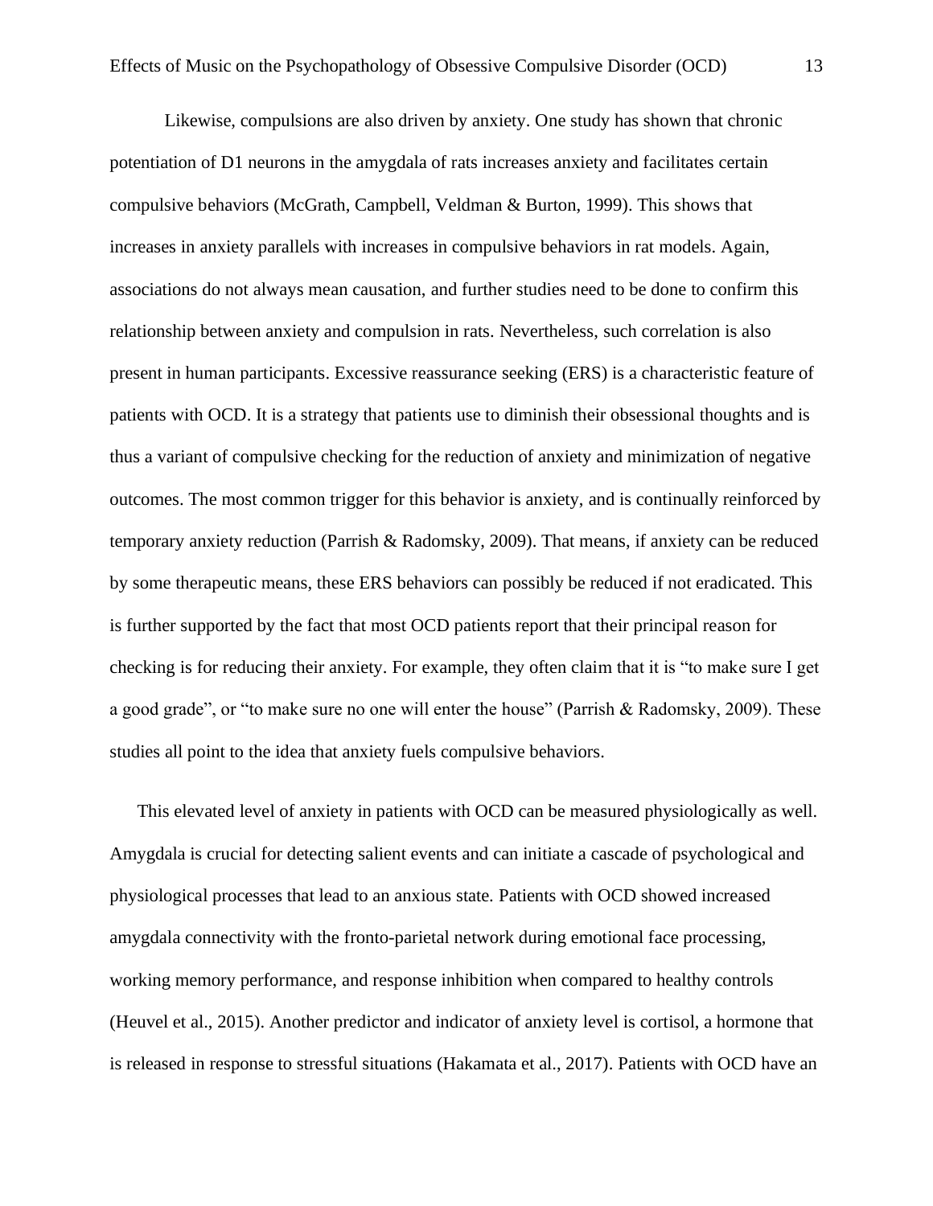Likewise, compulsions are also driven by anxiety. One study has shown that chronic potentiation of D1 neurons in the amygdala of rats increases anxiety and facilitates certain compulsive behaviors (McGrath, Campbell, Veldman & Burton, 1999). This shows that increases in anxiety parallels with increases in compulsive behaviors in rat models. Again, associations do not always mean causation, and further studies need to be done to confirm this relationship between anxiety and compulsion in rats. Nevertheless, such correlation is also present in human participants. Excessive reassurance seeking (ERS) is a characteristic feature of patients with OCD. It is a strategy that patients use to diminish their obsessional thoughts and is thus a variant of compulsive checking for the reduction of anxiety and minimization of negative outcomes. The most common trigger for this behavior is anxiety, and is continually reinforced by temporary anxiety reduction (Parrish & Radomsky, 2009). That means, if anxiety can be reduced by some therapeutic means, these ERS behaviors can possibly be reduced if not eradicated. This is further supported by the fact that most OCD patients report that their principal reason for checking is for reducing their anxiety. For example, they often claim that it is "to make sure I get a good grade", or "to make sure no one will enter the house" (Parrish & Radomsky, 2009). These studies all point to the idea that anxiety fuels compulsive behaviors.

This elevated level of anxiety in patients with OCD can be measured physiologically as well. Amygdala is crucial for detecting salient events and can initiate a cascade of psychological and physiological processes that lead to an anxious state. Patients with OCD showed increased amygdala connectivity with the fronto-parietal network during emotional face processing, working memory performance, and response inhibition when compared to healthy controls (Heuvel et al., 2015). Another predictor and indicator of anxiety level is cortisol, a hormone that is released in response to stressful situations (Hakamata et al., 2017). Patients with OCD have an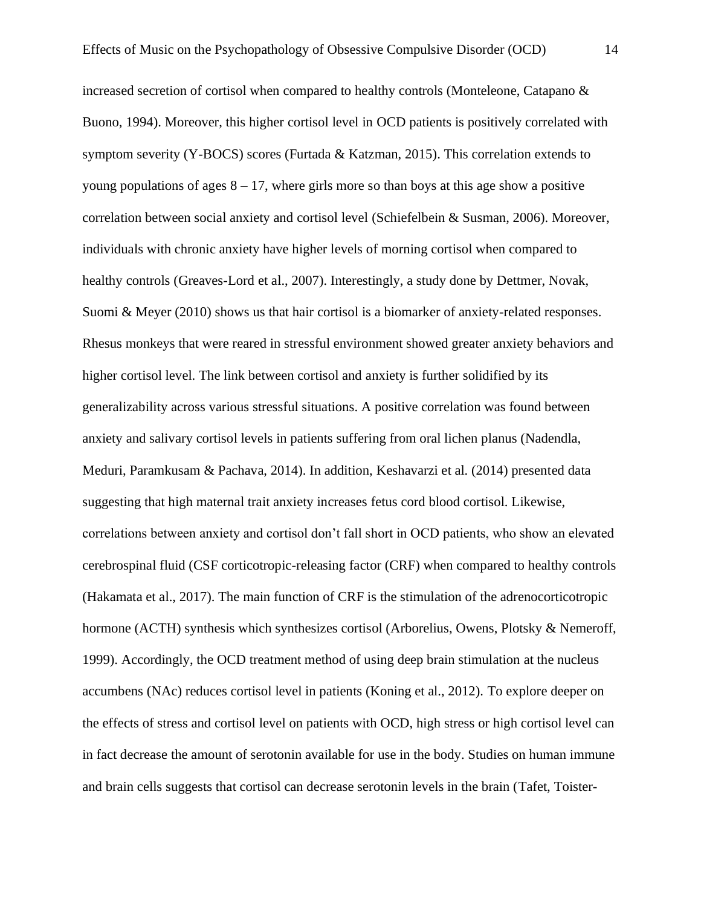increased secretion of cortisol when compared to healthy controls (Monteleone, Catapano & Buono, 1994). Moreover, this higher cortisol level in OCD patients is positively correlated with symptom severity (Y-BOCS) scores (Furtada & Katzman, 2015). This correlation extends to young populations of ages 8 – 17, where girls more so than boys at this age show a positive correlation between social anxiety and cortisol level (Schiefelbein & Susman, 2006). Moreover, individuals with chronic anxiety have higher levels of morning cortisol when compared to healthy controls (Greaves-Lord et al., 2007). Interestingly, a study done by Dettmer, Novak, Suomi & Meyer (2010) shows us that hair cortisol is a biomarker of anxiety-related responses. Rhesus monkeys that were reared in stressful environment showed greater anxiety behaviors and higher cortisol level. The link between cortisol and anxiety is further solidified by its generalizability across various stressful situations. A positive correlation was found between anxiety and salivary cortisol levels in patients suffering from oral lichen planus (Nadendla, Meduri, Paramkusam & Pachava, 2014). In addition, Keshavarzi et al. (2014) presented data suggesting that high maternal trait anxiety increases fetus cord blood cortisol. Likewise, correlations between anxiety and cortisol don't fall short in OCD patients, who show an elevated cerebrospinal fluid (CSF corticotropic-releasing factor (CRF) when compared to healthy controls (Hakamata et al., 2017). The main function of CRF is the stimulation of the adrenocorticotropic hormone (ACTH) synthesis which synthesizes cortisol (Arborelius, Owens, Plotsky & Nemeroff, 1999). Accordingly, the OCD treatment method of using deep brain stimulation at the nucleus accumbens (NAc) reduces cortisol level in patients (Koning et al., 2012). To explore deeper on the effects of stress and cortisol level on patients with OCD, high stress or high cortisol level can in fact decrease the amount of serotonin available for use in the body. Studies on human immune and brain cells suggests that cortisol can decrease serotonin levels in the brain (Tafet, Toister-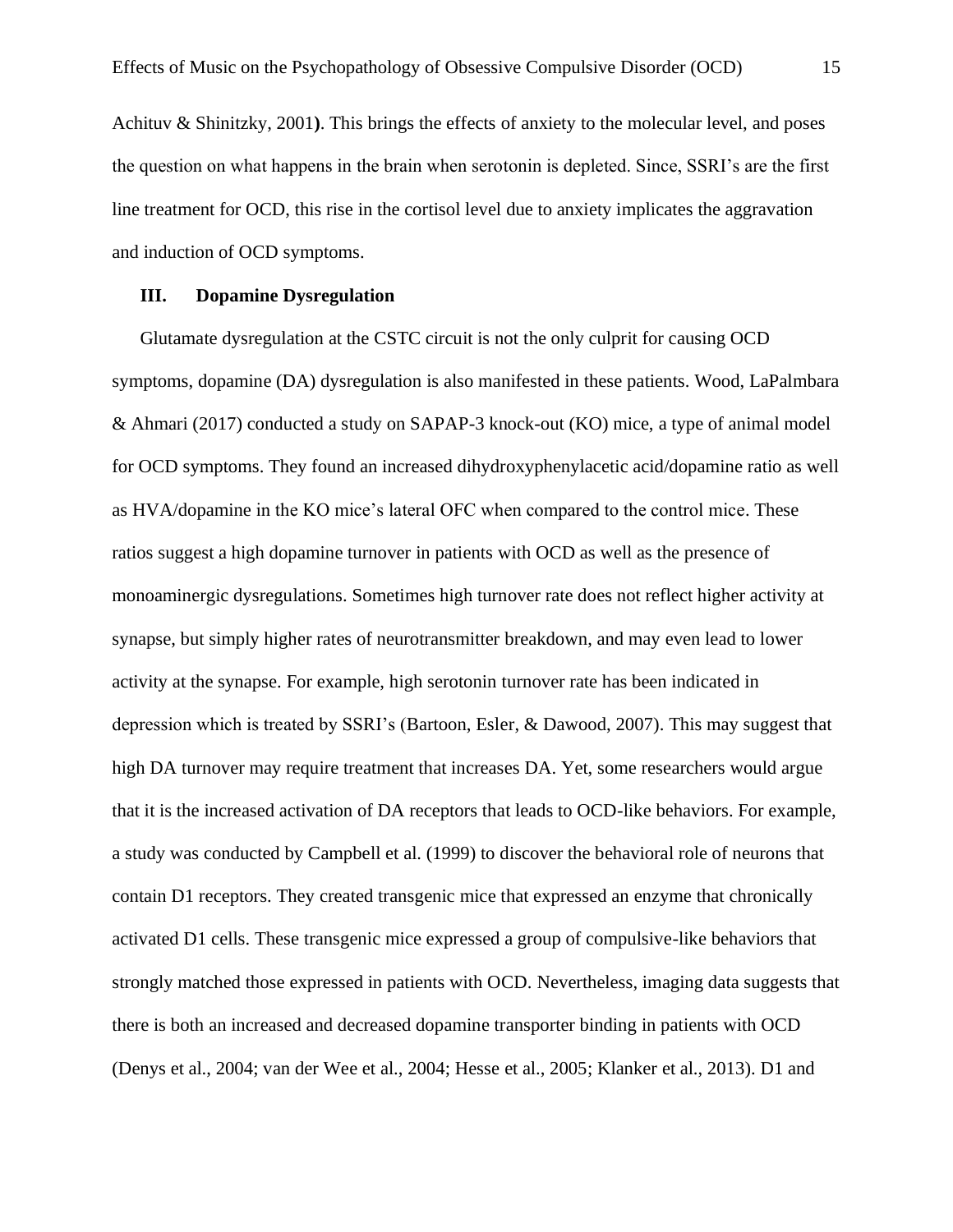Achituv & Shinitzky, 2001**)**. This brings the effects of anxiety to the molecular level, and poses the question on what happens in the brain when serotonin is depleted. Since, SSRI's are the first line treatment for OCD, this rise in the cortisol level due to anxiety implicates the aggravation and induction of OCD symptoms.

### III. Dopamine Dysregulation

Glutamate dysregulation at the CSTC circuit is not the only culprit for causing OCD symptoms, dopamine (DA) dysregulation is also manifested in these patients. Wood, LaPalmbara & Ahmari (2017) conducted a study on SAPAP-3 knock-out (KO) mice, a type of animal model for OCD symptoms. They found an increased dihydroxyphenylacetic acid/dopamine ratio as well as HVA/dopamine in the KO mice's lateral OFC when compared to the control mice. These ratios suggest a high dopamine turnover in patients with OCD as well as the presence of monoaminergic dysregulations. Sometimes high turnover rate does not reflect higher activity at synapse, but simply higher rates of neurotransmitter breakdown, and may even lead to lower activity at the synapse. For example, high serotonin turnover rate has been indicated in depression which is treated by SSRI's (Bartoon, Esler, & Dawood, 2007). This may suggest that high DA turnover may require treatment that increases DA. Yet, some researchers would argue that it is the increased activation of DA receptors that leads to OCD-like behaviors. For example, a study was conducted by Campbell et al. (1999) to discover the behavioral role of neurons that contain D1 receptors. They created transgenic mice that expressed an enzyme that chronically activated D1 cells. These transgenic mice expressed a group of compulsive-like behaviors that strongly matched those expressed in patients with OCD. Nevertheless, imaging data suggests that there is both an increased and decreased dopamine transporter binding in patients with OCD (Denys et al., 2004; van der Wee et al., 2004; Hesse et al., 2005; Klanker et al., 2013). D1 and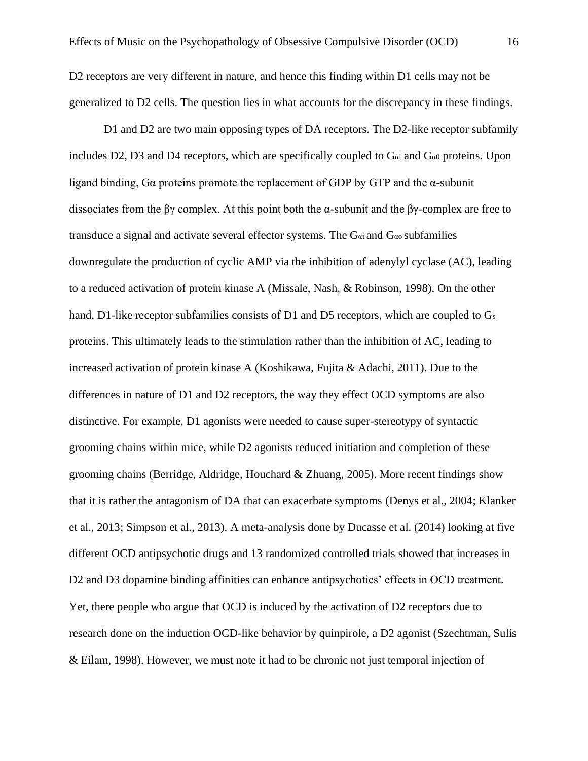D2 receptors are very different in nature, and hence this finding within D1 cells may not be generalized to D2 cells. The question lies in what accounts for the discrepancy in these findings.

D1 and D2 are two main opposing types of DA receptors. The D2-like receptor subfamily includes D2, D3 and D4 receptors, which are specifically coupled to $G_{\alpha i}$ and $G_{\alpha 0}$ proteins. Upon ligand binding, Gα proteins promote the replacement of GDP by GTP and the α-subunit dissociates from the βγ complex. At this point both the α-subunit and the βγ-complex are free to transduce a signal and activate several effector systems. The $G_{\alpha i}$ and $G_{\alpha o}$ subfamilies downregulate the production of cyclic AMP via the inhibition of adenylyl cyclase (AC), leading to a reduced activation of protein kinase A (Missale, Nash, & Robinson, 1998). On the other hand, D1-like receptor subfamilies consists of D1 and D5 receptors, which are coupled to $G_s$ proteins. This ultimately leads to the stimulation rather than the inhibition of AC, leading to increased activation of protein kinase A (Koshikawa, Fujita & Adachi, 2011). Due to the differences in nature of D1 and D2 receptors, the way they effect OCD symptoms are also distinctive. For example, D1 agonists were needed to cause super-stereotypy of syntactic grooming chains within mice, while D2 agonists reduced initiation and completion of these grooming chains (Berridge, Aldridge, Houchard & Zhuang, 2005). More recent findings show that it is rather the antagonism of DA that can exacerbate symptoms (Denys et al., 2004; Klanker et al., 2013; Simpson et al., 2013). A meta-analysis done by Ducasse et al. (2014) looking at five different OCD antipsychotic drugs and 13 randomized controlled trials showed that increases in D2 and D3 dopamine binding affinities can enhance antipsychotics' effects in OCD treatment. Yet, there people who argue that OCD is induced by the activation of D2 receptors due to research done on the induction OCD-like behavior by quinpirole, a D2 agonist (Szechtman, Sulis & Eilam, 1998). However, we must note it had to be chronic not just temporal injection of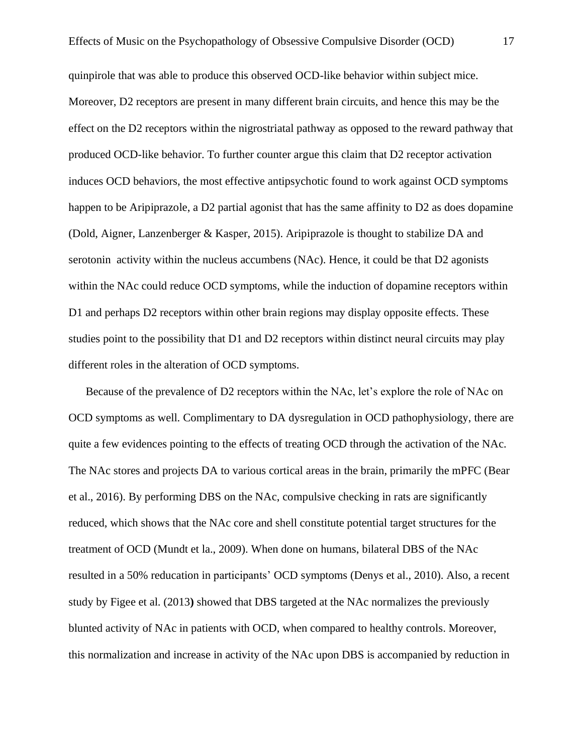quinpirole that was able to produce this observed OCD-like behavior within subject mice. Moreover, D2 receptors are present in many different brain circuits, and hence this may be the effect on the D2 receptors within the nigrostriatal pathway as opposed to the reward pathway that produced OCD-like behavior. To further counter argue this claim that D2 receptor activation induces OCD behaviors, the most effective antipsychotic found to work against OCD symptoms happen to be Aripiprazole, a D2 partial agonist that has the same affinity to D2 as does dopamine (Dold, Aigner, Lanzenberger & Kasper, 2015). Aripiprazole is thought to stabilize DA and serotonin activity within the nucleus accumbens (NAc). Hence, it could be that D2 agonists within the NAc could reduce OCD symptoms, while the induction of dopamine receptors within D1 and perhaps D2 receptors within other brain regions may display opposite effects. These studies point to the possibility that D1 and D2 receptors within distinct neural circuits may play different roles in the alteration of OCD symptoms.

Because of the prevalence of D2 receptors within the NAc, let's explore the role of NAc on OCD symptoms as well. Complimentary to DA dysregulation in OCD pathophysiology, there are quite a few evidences pointing to the effects of treating OCD through the activation of the NAc. The NAc stores and projects DA to various cortical areas in the brain, primarily the mPFC (Bear et al., 2016). By performing DBS on the NAc, compulsive checking in rats are significantly reduced, which shows that the NAc core and shell constitute potential target structures for the treatment of OCD (Mundt et la., 2009). When done on humans, bilateral DBS of the NAc resulted in a 50% reducation in participants' OCD symptoms (Denys et al., 2010). Also, a recent study by Figee et al. (2013**)** showed that DBS targeted at the NAc normalizes the previously blunted activity of NAc in patients with OCD, when compared to healthy controls. Moreover, this normalization and increase in activity of the NAc upon DBS is accompanied by reduction in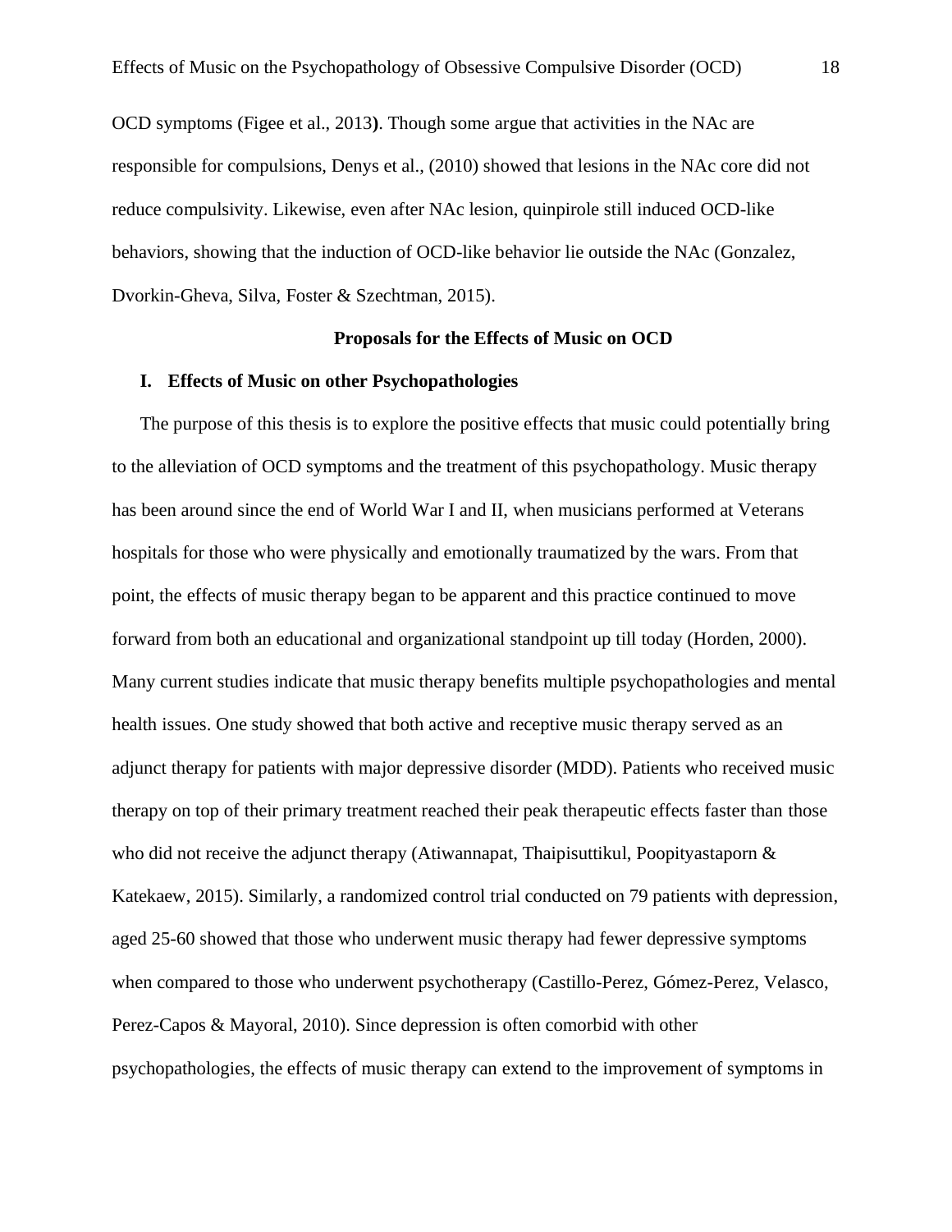OCD symptoms (Figee et al., 2013**)**. Though some argue that activities in the NAc are responsible for compulsions, Denys et al., (2010) showed that lesions in the NAc core did not reduce compulsivity. Likewise, even after NAc lesion, quinpirole still induced OCD-like behaviors, showing that the induction of OCD-like behavior lie outside the NAc (Gonzalez, Dvorkin-Gheva, Silva, Foster & Szechtman, 2015).

## Proposals for the Effects of Music on OCD

### I. Effects of Music on other Psychopathologies

The purpose of this thesis is to explore the positive effects that music could potentially bring to the alleviation of OCD symptoms and the treatment of this psychopathology. Music therapy has been around since the end of World War I and II, when musicians performed at Veterans hospitals for those who were physically and emotionally traumatized by the wars. From that point, the effects of music therapy began to be apparent and this practice continued to move forward from both an educational and organizational standpoint up till today (Horden, 2000). Many current studies indicate that music therapy benefits multiple psychopathologies and mental health issues. One study showed that both active and receptive music therapy served as an adjunct therapy for patients with major depressive disorder (MDD). Patients who received music therapy on top of their primary treatment reached their peak therapeutic effects faster than those who did not receive the adjunct therapy (Atiwannapat, Thaipisuttikul, Poopityastaporn & Katekaew, 2015). Similarly, a randomized control trial conducted on 79 patients with depression, aged 25-60 showed that those who underwent music therapy had fewer depressive symptoms when compared to those who underwent psychotherapy (Castillo-Perez, Gómez-Perez, Velasco, Perez-Capos & Mayoral, 2010). Since depression is often comorbid with other psychopathologies, the effects of music therapy can extend to the improvement of symptoms in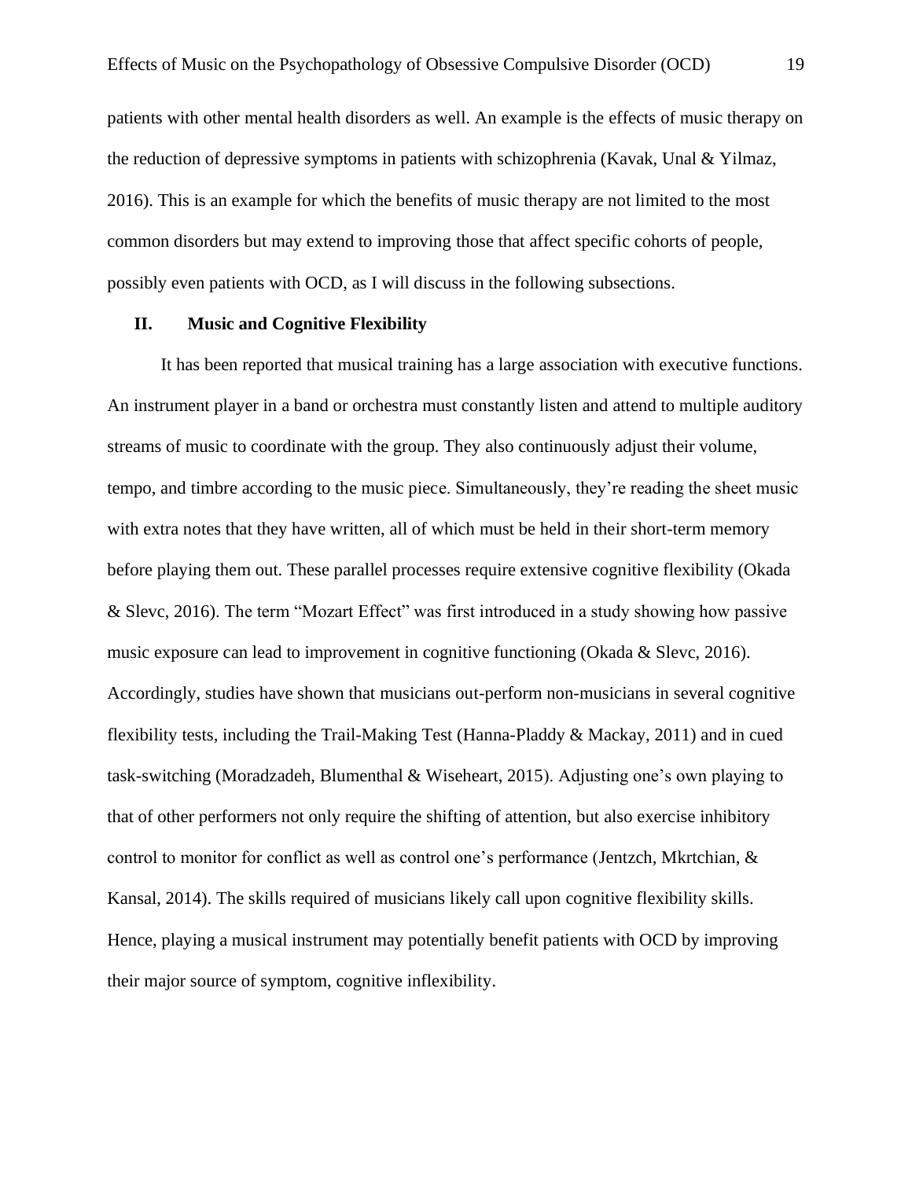patients with other mental health disorders as well. An example is the effects of music therapy on the reduction of depressive symptoms in patients with schizophrenia (Kavak, Unal & Yilmaz, 2016). This is an example for which the benefits of music therapy are not limited to the most common disorders but may extend to improving those that affect specific cohorts of people, possibly even patients with OCD, as I will discuss in the following subsections.

## II. Music and Cognitive Flexibility

It has been reported that musical training has a large association with executive functions. An instrument player in a band or orchestra must constantly listen and attend to multiple auditory streams of music to coordinate with the group. They also continuously adjust their volume, tempo, and timbre according to the music piece. Simultaneously, they're reading the sheet music with extra notes that they have written, all of which must be held in their short-term memory before playing them out. These parallel processes require extensive cognitive flexibility (Okada & Slevc, 2016). The term "Mozart Effect" was first introduced in a study showing how passive music exposure can lead to improvement in cognitive functioning (Okada & Slevc, 2016). Accordingly, studies have shown that musicians out-perform non-musicians in several cognitive flexibility tests, including the Trail-Making Test (Hanna-Pladdy & Mackay, 2011) and in cued task-switching (Moradzadeh, Blumenthal & Wiseheart, 2015). Adjusting one's own playing to that of other performers not only require the shifting of attention, but also exercise inhibitory control to monitor for conflict as well as control one's performance (Jentzch, Mkrtchian, & Kansal, 2014). The skills required of musicians likely call upon cognitive flexibility skills. Hence, playing a musical instrument may potentially benefit patients with OCD by improving their major source of symptom, cognitive inflexibility.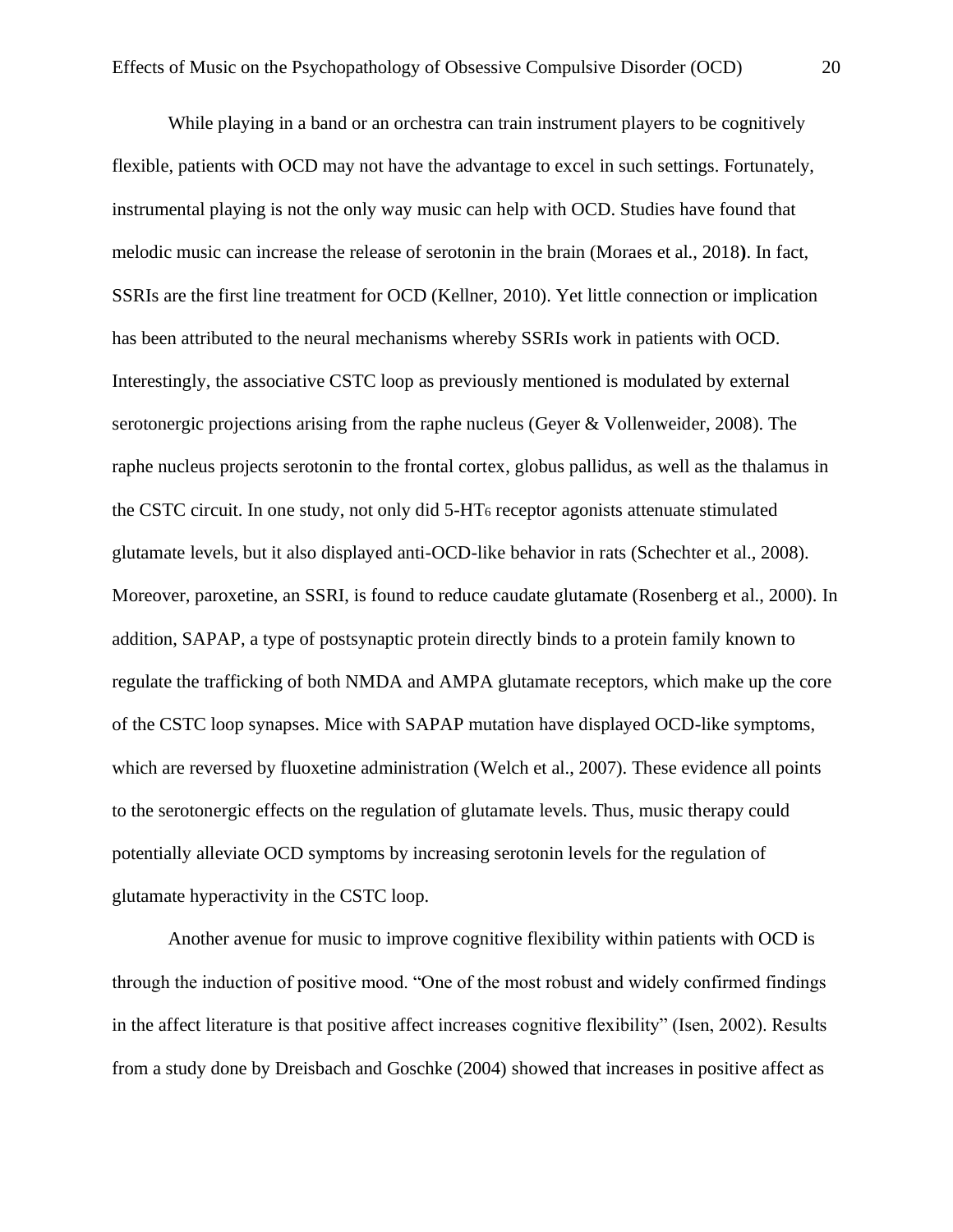While playing in a band or an orchestra can train instrument players to be cognitively flexible, patients with OCD may not have the advantage to excel in such settings. Fortunately, instrumental playing is not the only way music can help with OCD. Studies have found that melodic music can increase the release of serotonin in the brain (Moraes et al., 2018**)**. In fact, SSRIs are the first line treatment for OCD (Kellner, 2010). Yet little connection or implication has been attributed to the neural mechanisms whereby SSRIs work in patients with OCD. Interestingly, the associative CSTC loop as previously mentioned is modulated by external serotonergic projections arising from the raphe nucleus (Geyer & Vollenweider, 2008). The raphe nucleus projects serotonin to the frontal cortex, globus pallidus, as well as the thalamus in the CSTC circuit. In one study, not only did 5-$HT_6$ receptor agonists attenuate stimulated glutamate levels, but it also displayed anti-OCD-like behavior in rats (Schechter et al., 2008). Moreover, paroxetine, an SSRI, is found to reduce caudate glutamate (Rosenberg et al., 2000). In addition, SAPAP, a type of postsynaptic protein directly binds to a protein family known to regulate the trafficking of both NMDA and AMPA glutamate receptors, which make up the core of the CSTC loop synapses. Mice with SAPAP mutation have displayed OCD-like symptoms, which are reversed by fluoxetine administration (Welch et al., 2007). These evidence all points to the serotonergic effects on the regulation of glutamate levels. Thus, music therapy could potentially alleviate OCD symptoms by increasing serotonin levels for the regulation of glutamate hyperactivity in the CSTC loop.

Another avenue for music to improve cognitive flexibility within patients with OCD is through the induction of positive mood. "One of the most robust and widely confirmed findings in the affect literature is that positive affect increases cognitive flexibility" (Isen, 2002). Results from a study done by Dreisbach and Goschke (2004) showed that increases in positive affect as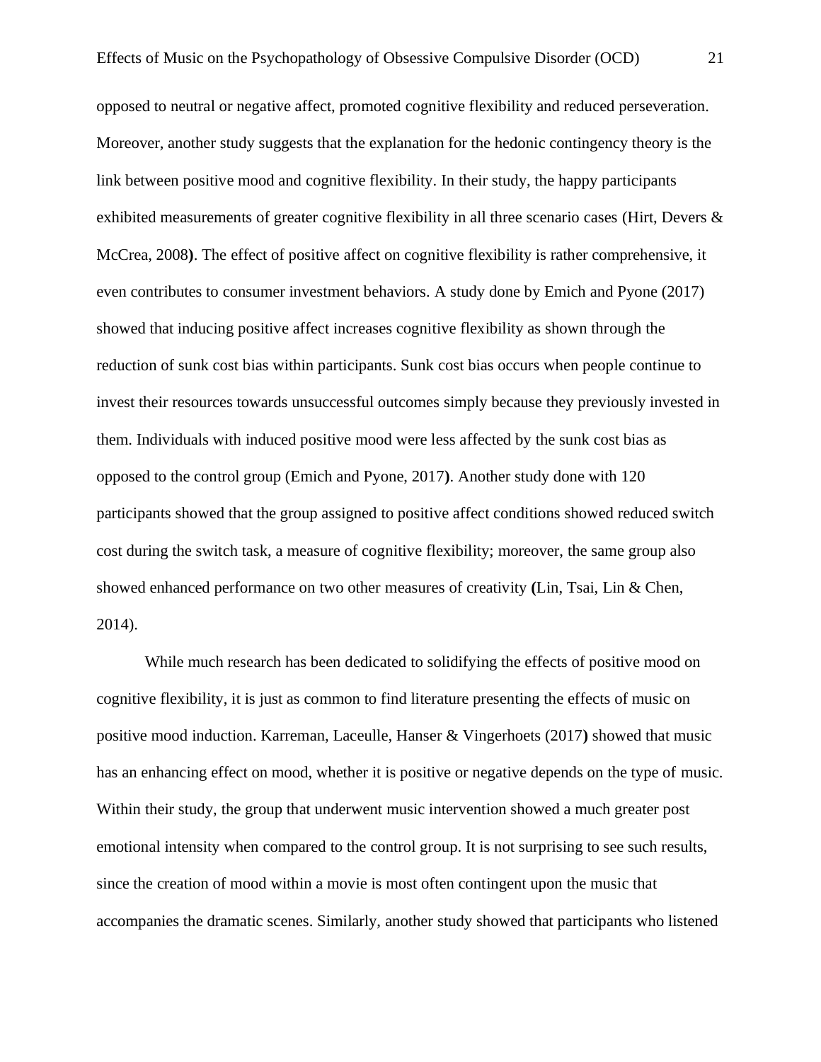opposed to neutral or negative affect, promoted cognitive flexibility and reduced perseveration. Moreover, another study suggests that the explanation for the hedonic contingency theory is the link between positive mood and cognitive flexibility. In their study, the happy participants exhibited measurements of greater cognitive flexibility in all three scenario cases (Hirt, Devers & McCrea, 2008). The effect of positive affect on cognitive flexibility is rather comprehensive, it even contributes to consumer investment behaviors. A study done by Emich and Pyone (2017) showed that inducing positive affect increases cognitive flexibility as shown through the reduction of sunk cost bias within participants. Sunk cost bias occurs when people continue to invest their resources towards unsuccessful outcomes simply because they previously invested in them. Individuals with induced positive mood were less affected by the sunk cost bias as opposed to the control group (Emich and Pyone, 2017). Another study done with 120 participants showed that the group assigned to positive affect conditions showed reduced switch cost during the switch task, a measure of cognitive flexibility; moreover, the same group also showed enhanced performance on two other measures of creativity (Lin, Tsai, Lin & Chen, 2014).

While much research has been dedicated to solidifying the effects of positive mood on cognitive flexibility, it is just as common to find literature presenting the effects of music on positive mood induction. Karreman, Laceulle, Hanser & Vingerhoets (2017) showed that music has an enhancing effect on mood, whether it is positive or negative depends on the type of music. Within their study, the group that underwent music intervention showed a much greater post emotional intensity when compared to the control group. It is not surprising to see such results, since the creation of mood within a movie is most often contingent upon the music that accompanies the dramatic scenes. Similarly, another study showed that participants who listened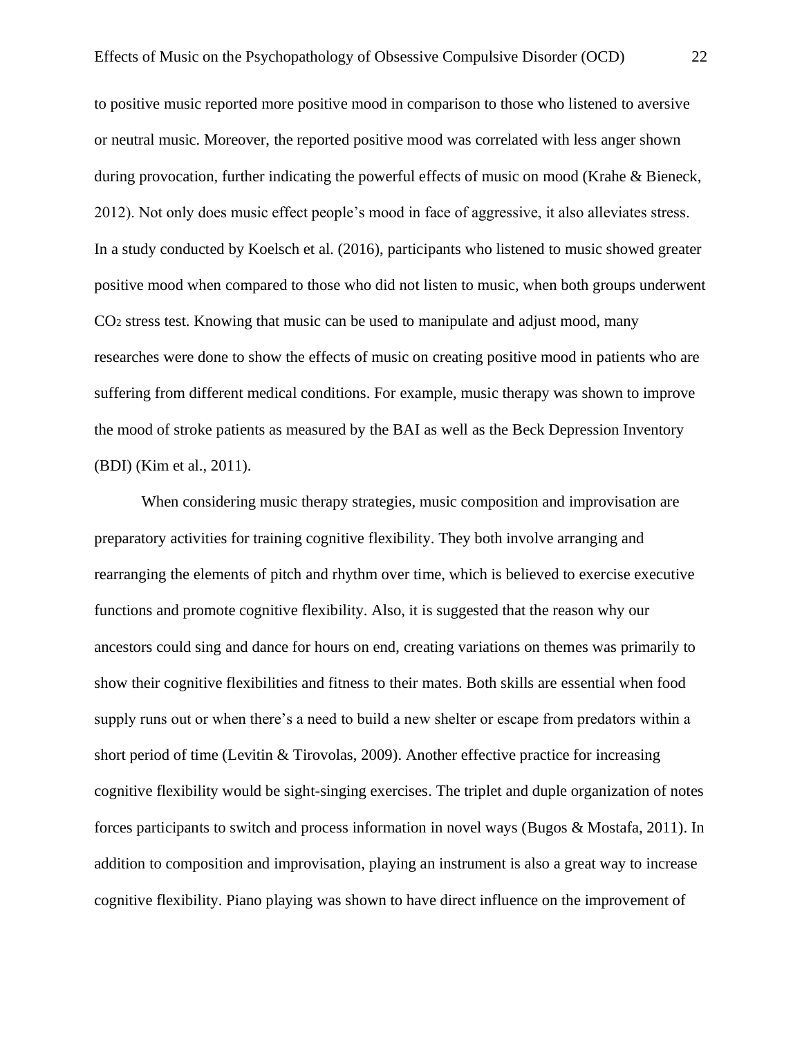to positive music reported more positive mood in comparison to those who listened to aversive or neutral music. Moreover, the reported positive mood was correlated with less anger shown during provocation, further indicating the powerful effects of music on mood (Krahe & Bieneck, 2012). Not only does music effect people's mood in face of aggressive, it also alleviates stress. In a study conducted by Koelsch et al. (2016), participants who listened to music showed greater positive mood when compared to those who did not listen to music, when both groups underwent $CO_2$ stress test. Knowing that music can be used to manipulate and adjust mood, many researches were done to show the effects of music on creating positive mood in patients who are suffering from different medical conditions. For example, music therapy was shown to improve the mood of stroke patients as measured by the BAI as well as the Beck Depression Inventory (BDI) (Kim et al., 2011).

When considering music therapy strategies, music composition and improvisation are preparatory activities for training cognitive flexibility. They both involve arranging and rearranging the elements of pitch and rhythm over time, which is believed to exercise executive functions and promote cognitive flexibility. Also, it is suggested that the reason why our ancestors could sing and dance for hours on end, creating variations on themes was primarily to show their cognitive flexibilities and fitness to their mates. Both skills are essential when food supply runs out or when there's a need to build a new shelter or escape from predators within a short period of time (Levitin & Tirovolas, 2009). Another effective practice for increasing cognitive flexibility would be sight-singing exercises. The triplet and duple organization of notes forces participants to switch and process information in novel ways (Bugos & Mostafa, 2011). In addition to composition and improvisation, playing an instrument is also a great way to increase cognitive flexibility. Piano playing was shown to have direct influence on the improvement of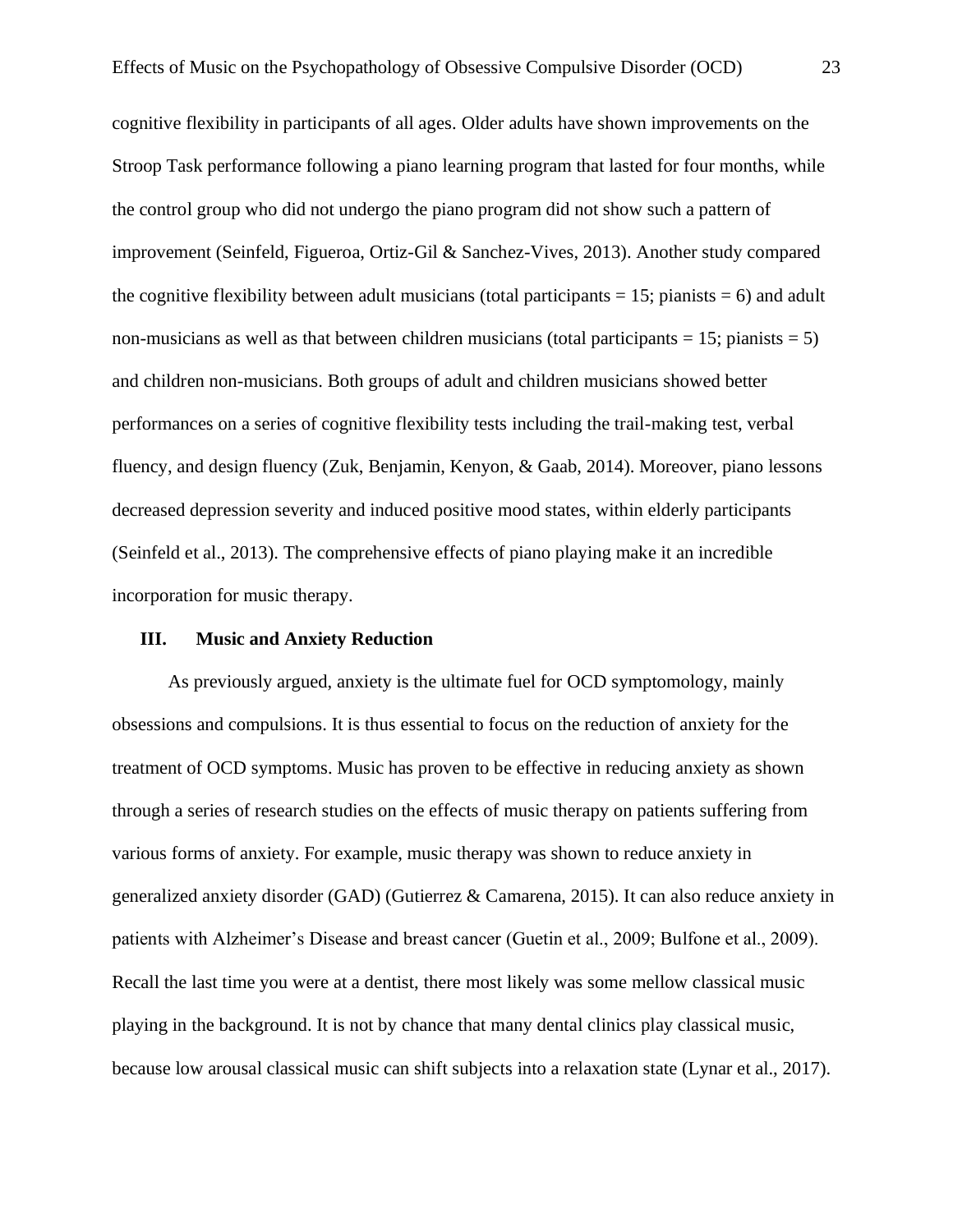cognitive flexibility in participants of all ages. Older adults have shown improvements on the Stroop Task performance following a piano learning program that lasted for four months, while the control group who did not undergo the piano program did not show such a pattern of improvement (Seinfeld, Figueroa, Ortiz-Gil & Sanchez-Vives, 2013). Another study compared the cognitive flexibility between adult musicians (total participants = 15; pianists = 6) and adult non-musicians as well as that between children musicians (total participants = 15; pianists = 5) and children non-musicians. Both groups of adult and children musicians showed better performances on a series of cognitive flexibility tests including the trail-making test, verbal fluency, and design fluency (Zuk, Benjamin, Kenyon, & Gaab, 2014). Moreover, piano lessons decreased depression severity and induced positive mood states, within elderly participants (Seinfeld et al., 2013). The comprehensive effects of piano playing make it an incredible incorporation for music therapy.

## III. Music and Anxiety Reduction

As previously argued, anxiety is the ultimate fuel for OCD symptomology, mainly obsessions and compulsions. It is thus essential to focus on the reduction of anxiety for the treatment of OCD symptoms. Music has proven to be effective in reducing anxiety as shown through a series of research studies on the effects of music therapy on patients suffering from various forms of anxiety. For example, music therapy was shown to reduce anxiety in generalized anxiety disorder (GAD) (Gutierrez & Camarena, 2015). It can also reduce anxiety in patients with Alzheimer's Disease and breast cancer (Guetin et al., 2009; Bulfone et al., 2009). Recall the last time you were at a dentist, there most likely was some mellow classical music playing in the background. It is not by chance that many dental clinics play classical music, because low arousal classical music can shift subjects into a relaxation state (Lynar et al., 2017).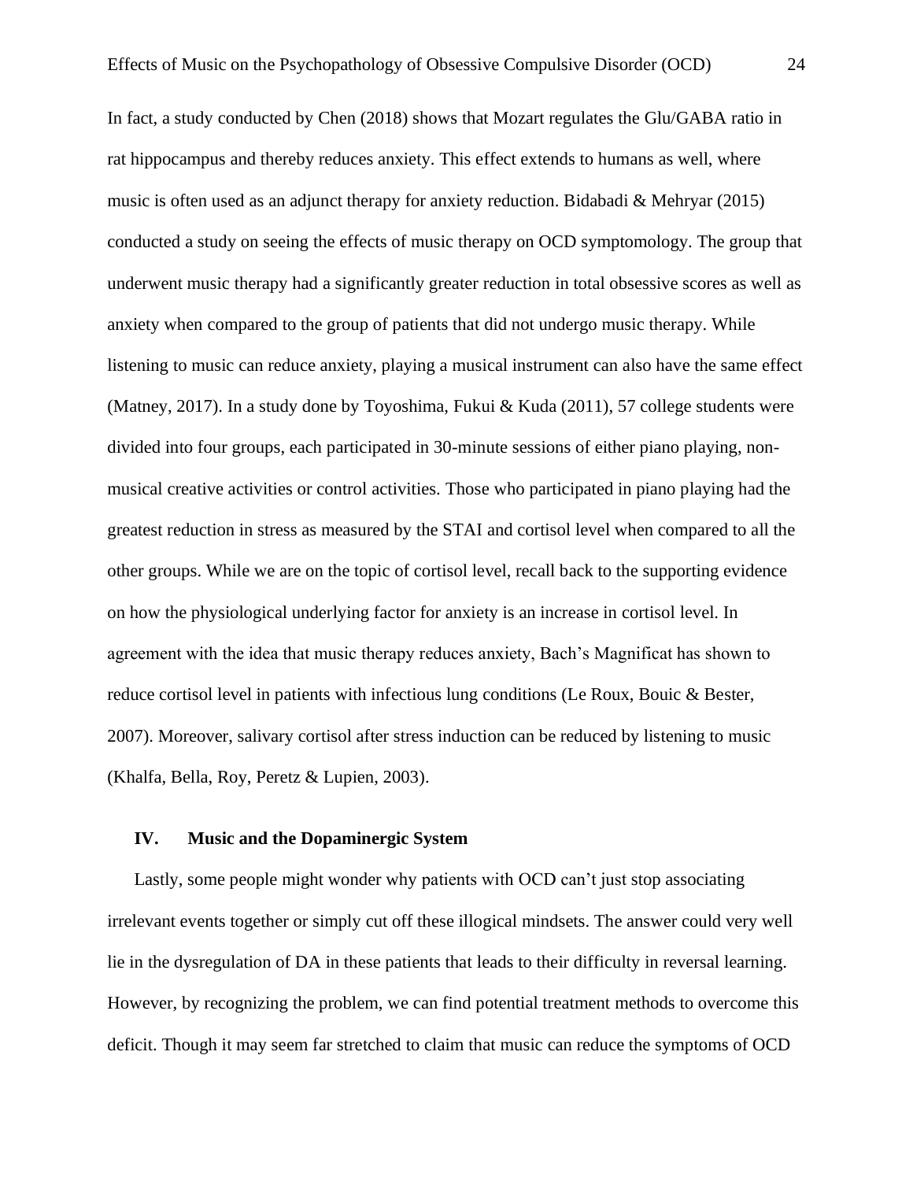In fact, a study conducted by Chen (2018) shows that Mozart regulates the Glu/GABA ratio in rat hippocampus and thereby reduces anxiety. This effect extends to humans as well, where music is often used as an adjunct therapy for anxiety reduction. Bidabadi & Mehryar (2015) conducted a study on seeing the effects of music therapy on OCD symptomology. The group that underwent music therapy had a significantly greater reduction in total obsessive scores as well as anxiety when compared to the group of patients that did not undergo music therapy. While listening to music can reduce anxiety, playing a musical instrument can also have the same effect (Matney, 2017). In a study done by Toyoshima, Fukui & Kuda (2011), 57 college students were divided into four groups, each participated in 30-minute sessions of either piano playing, non-musical creative activities or control activities. Those who participated in piano playing had the greatest reduction in stress as measured by the STAI and cortisol level when compared to all the other groups. While we are on the topic of cortisol level, recall back to the supporting evidence on how the physiological underlying factor for anxiety is an increase in cortisol level. In agreement with the idea that music therapy reduces anxiety, Bach's Magnificat has shown to reduce cortisol level in patients with infectious lung conditions (Le Roux, Bouic & Bester, 2007). Moreover, salivary cortisol after stress induction can be reduced by listening to music (Khalfa, Bella, Roy, Peretz & Lupien, 2003).

## IV. Music and the Dopaminergic System

Lastly, some people might wonder why patients with OCD can't just stop associating irrelevant events together or simply cut off these illogical mindsets. The answer could very well lie in the dysregulation of DA in these patients that leads to their difficulty in reversal learning. However, by recognizing the problem, we can find potential treatment methods to overcome this deficit. Though it may seem far stretched to claim that music can reduce the symptoms of OCD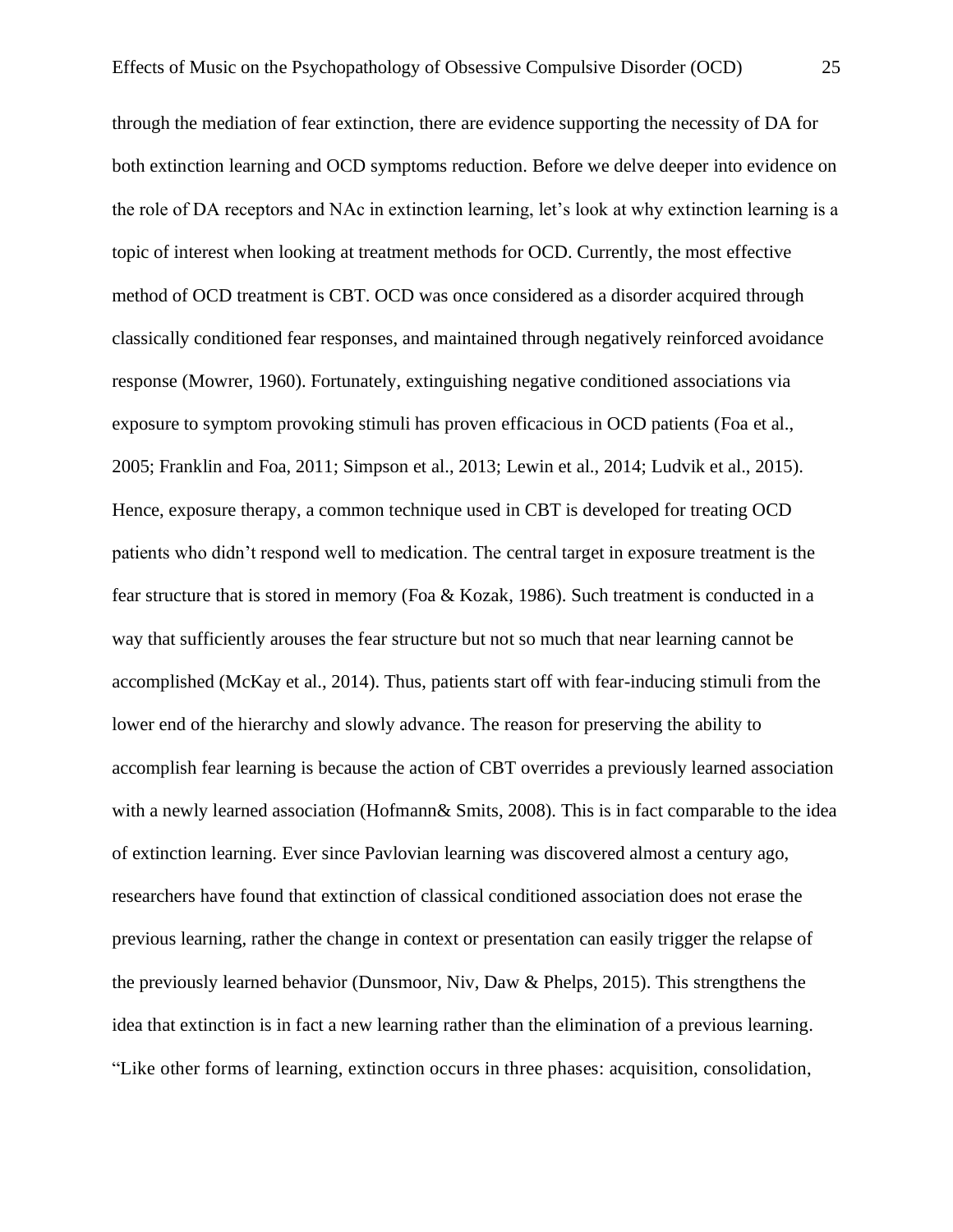through the mediation of fear extinction, there are evidence supporting the necessity of DA for both extinction learning and OCD symptoms reduction. Before we delve deeper into evidence on the role of DA receptors and NAc in extinction learning, let's look at why extinction learning is a topic of interest when looking at treatment methods for OCD. Currently, the most effective method of OCD treatment is CBT. OCD was once considered as a disorder acquired through classically conditioned fear responses, and maintained through negatively reinforced avoidance response (Mowrer, 1960). Fortunately, extinguishing negative conditioned associations via exposure to symptom provoking stimuli has proven efficacious in OCD patients (Foa et al., 2005; Franklin and Foa, 2011; Simpson et al., 2013; Lewin et al., 2014; Ludvik et al., 2015). Hence, exposure therapy, a common technique used in CBT is developed for treating OCD patients who didn't respond well to medication. The central target in exposure treatment is the fear structure that is stored in memory (Foa & Kozak, 1986). Such treatment is conducted in a way that sufficiently arouses the fear structure but not so much that near learning cannot be accomplished (McKay et al., 2014). Thus, patients start off with fear-inducing stimuli from the lower end of the hierarchy and slowly advance. The reason for preserving the ability to accomplish fear learning is because the action of CBT overrides a previously learned association with a newly learned association (Hofmann& Smits, 2008). This is in fact comparable to the idea of extinction learning. Ever since Pavlovian learning was discovered almost a century ago, researchers have found that extinction of classical conditioned association does not erase the previous learning, rather the change in context or presentation can easily trigger the relapse of the previously learned behavior (Dunsmoor, Niv, Daw & Phelps, 2015). This strengthens the idea that extinction is in fact a new learning rather than the elimination of a previous learning. "Like other forms of learning, extinction occurs in three phases: acquisition, consolidation,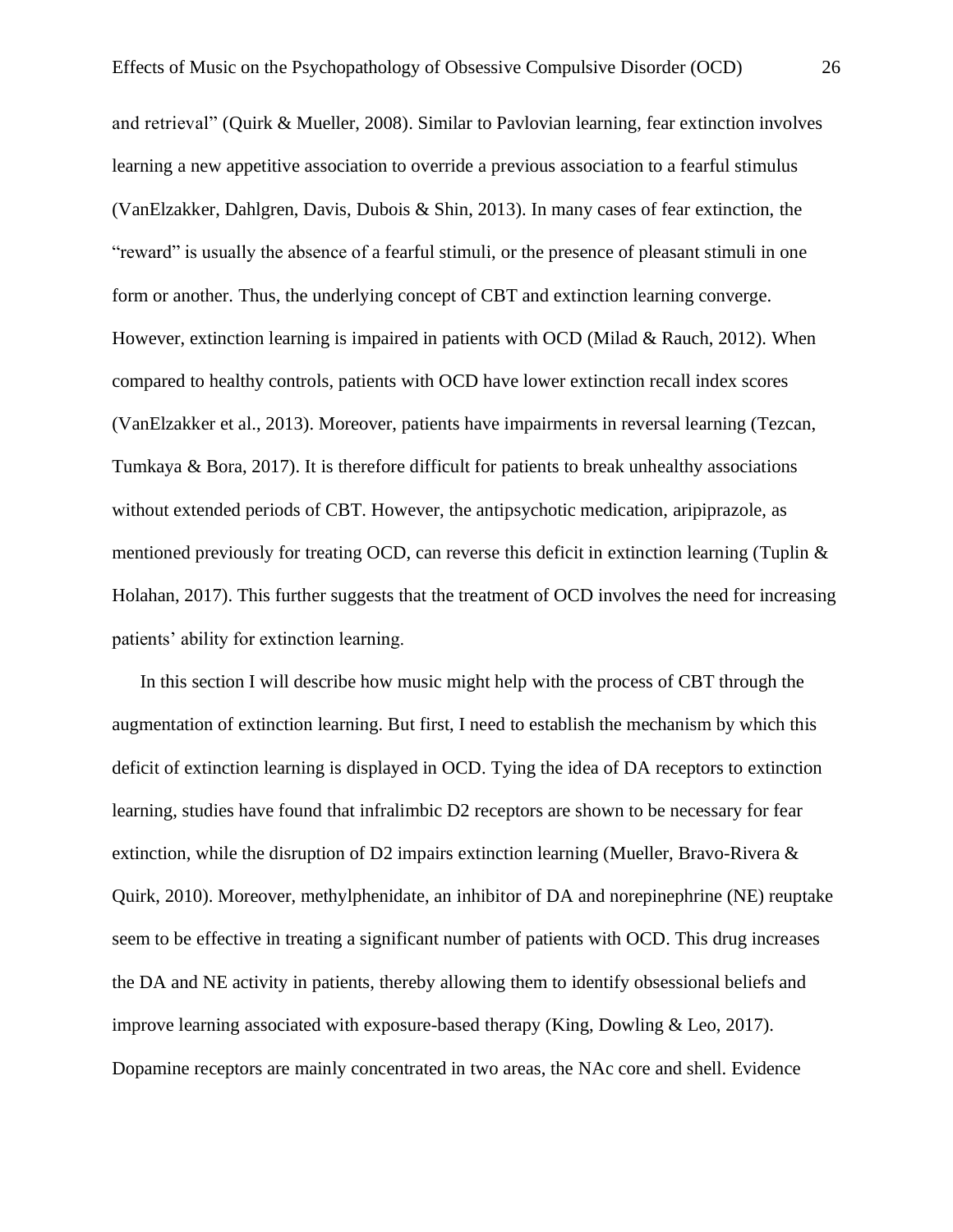and retrieval" (Quirk & Mueller, 2008). Similar to Pavlovian learning, fear extinction involves learning a new appetitive association to override a previous association to a fearful stimulus (VanElzakker, Dahlgren, Davis, Dubois & Shin, 2013). In many cases of fear extinction, the "reward" is usually the absence of a fearful stimuli, or the presence of pleasant stimuli in one form or another. Thus, the underlying concept of CBT and extinction learning converge. However, extinction learning is impaired in patients with OCD (Milad & Rauch, 2012). When compared to healthy controls, patients with OCD have lower extinction recall index scores (VanElzakker et al., 2013). Moreover, patients have impairments in reversal learning (Tezcan, Tumkaya & Bora, 2017). It is therefore difficult for patients to break unhealthy associations without extended periods of CBT. However, the antipsychotic medication, aripiprazole, as mentioned previously for treating OCD, can reverse this deficit in extinction learning (Tuplin & Holahan, 2017). This further suggests that the treatment of OCD involves the need for increasing patients' ability for extinction learning.

In this section I will describe how music might help with the process of CBT through the augmentation of extinction learning. But first, I need to establish the mechanism by which this deficit of extinction learning is displayed in OCD. Tying the idea of DA receptors to extinction learning, studies have found that infralimbic D2 receptors are shown to be necessary for fear extinction, while the disruption of D2 impairs extinction learning (Mueller, Bravo-Rivera & Quirk, 2010). Moreover, methylphenidate, an inhibitor of DA and norepinephrine (NE) reuptake seem to be effective in treating a significant number of patients with OCD. This drug increases the DA and NE activity in patients, thereby allowing them to identify obsessional beliefs and improve learning associated with exposure-based therapy (King, Dowling & Leo, 2017). Dopamine receptors are mainly concentrated in two areas, the NAc core and shell. Evidence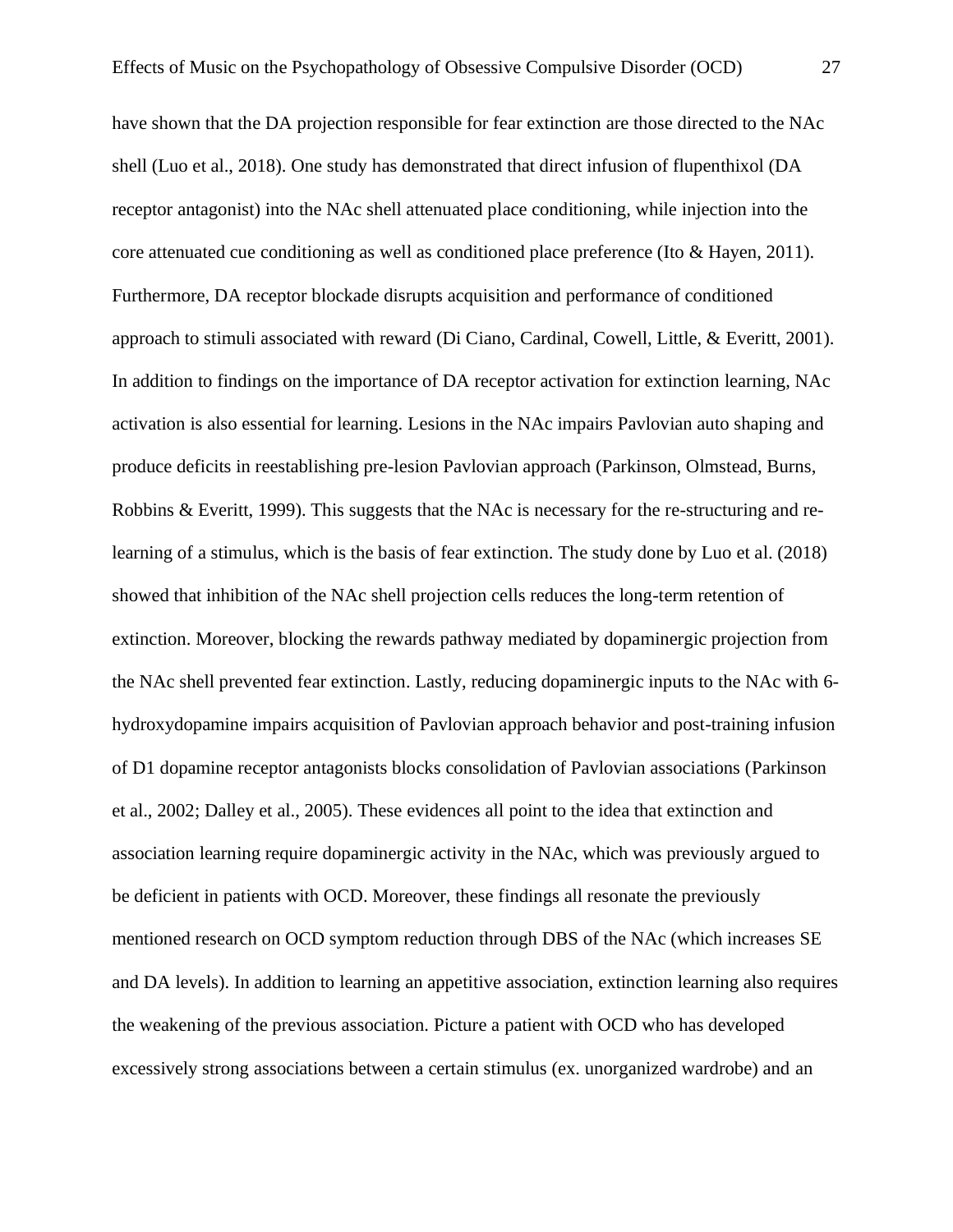have shown that the DA projection responsible for fear extinction are those directed to the NAc shell (Luo et al., 2018). One study has demonstrated that direct infusion of flupenthixol (DA receptor antagonist) into the NAc shell attenuated place conditioning, while injection into the core attenuated cue conditioning as well as conditioned place preference (Ito & Hayen, 2011). Furthermore, DA receptor blockade disrupts acquisition and performance of conditioned approach to stimuli associated with reward (Di Ciano, Cardinal, Cowell, Little, & Everitt, 2001). In addition to findings on the importance of DA receptor activation for extinction learning, NAc activation is also essential for learning. Lesions in the NAc impairs Pavlovian auto shaping and produce deficits in reestablishing pre-lesion Pavlovian approach (Parkinson, Olmstead, Burns, Robbins & Everitt, 1999). This suggests that the NAc is necessary for the re-structuring and re-learning of a stimulus, which is the basis of fear extinction. The study done by Luo et al. (2018) showed that inhibition of the NAc shell projection cells reduces the long-term retention of extinction. Moreover, blocking the rewards pathway mediated by dopaminergic projection from the NAc shell prevented fear extinction. Lastly, reducing dopaminergic inputs to the NAc with 6-hydroxydopamine impairs acquisition of Pavlovian approach behavior and post-training infusion of D1 dopamine receptor antagonists blocks consolidation of Pavlovian associations (Parkinson et al., 2002; Dalley et al., 2005). These evidences all point to the idea that extinction and association learning require dopaminergic activity in the NAc, which was previously argued to be deficient in patients with OCD. Moreover, these findings all resonate the previously mentioned research on OCD symptom reduction through DBS of the NAc (which increases SE and DA levels). In addition to learning an appetitive association, extinction learning also requires the weakening of the previous association. Picture a patient with OCD who has developed excessively strong associations between a certain stimulus (ex. unorganized wardrobe) and an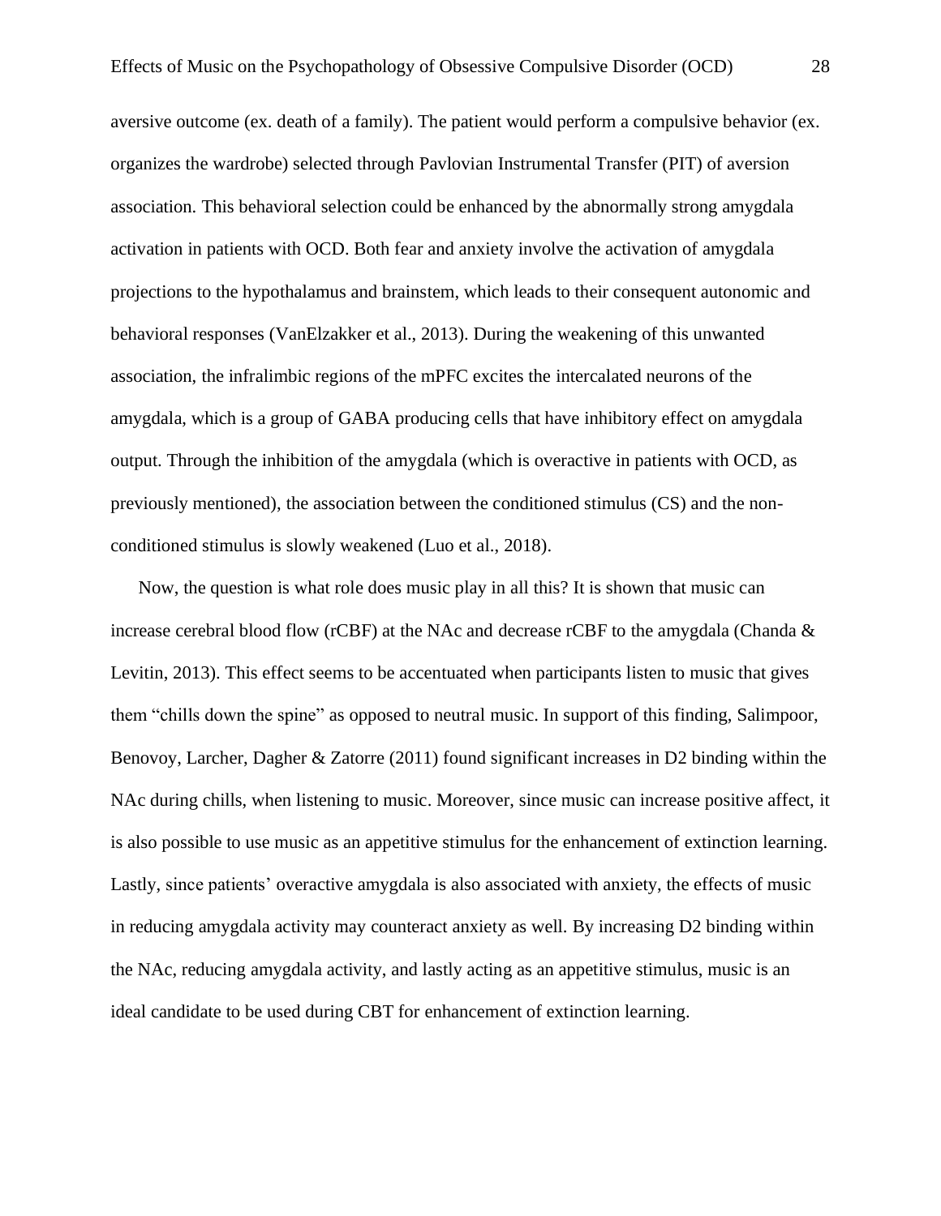aversive outcome (ex. death of a family). The patient would perform a compulsive behavior (ex. organizes the wardrobe) selected through Pavlovian Instrumental Transfer (PIT) of aversion association. This behavioral selection could be enhanced by the abnormally strong amygdala activation in patients with OCD. Both fear and anxiety involve the activation of amygdala projections to the hypothalamus and brainstem, which leads to their consequent autonomic and behavioral responses (VanElzakker et al., 2013). During the weakening of this unwanted association, the infralimbic regions of the mPFC excites the intercalated neurons of the amygdala, which is a group of GABA producing cells that have inhibitory effect on amygdala output. Through the inhibition of the amygdala (which is overactive in patients with OCD, as previously mentioned), the association between the conditioned stimulus (CS) and the non-conditioned stimulus is slowly weakened (Luo et al., 2018).

Now, the question is what role does music play in all this? It is shown that music can increase cerebral blood flow (rCBF) at the NAc and decrease rCBF to the amygdala (Chanda & Levitin, 2013). This effect seems to be accentuated when participants listen to music that gives them "chills down the spine" as opposed to neutral music. In support of this finding, Salimpoor, Benovoy, Larcher, Dagher & Zatorre (2011) found significant increases in D2 binding within the NAc during chills, when listening to music. Moreover, since music can increase positive affect, it is also possible to use music as an appetitive stimulus for the enhancement of extinction learning. Lastly, since patients' overactive amygdala is also associated with anxiety, the effects of music in reducing amygdala activity may counteract anxiety as well. By increasing D2 binding within the NAc, reducing amygdala activity, and lastly acting as an appetitive stimulus, music is an ideal candidate to be used during CBT for enhancement of extinction learning.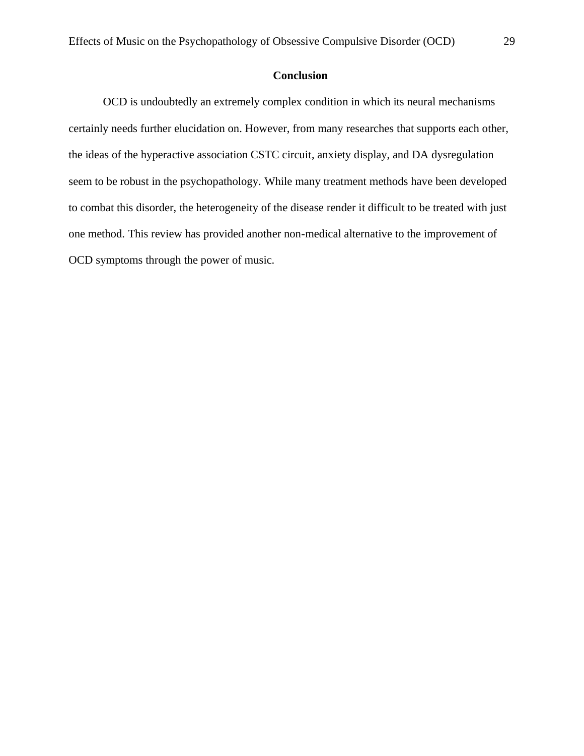## Conclusion

OCD is undoubtedly an extremely complex condition in which its neural mechanisms certainly needs further elucidation on. However, from many researches that supports each other, the ideas of the hyperactive association CSTC circuit, anxiety display, and DA dysregulation seem to be robust in the psychopathology. While many treatment methods have been developed to combat this disorder, the heterogeneity of the disease render it difficult to be treated with just one method. This review has provided another non-medical alternative to the improvement of OCD symptoms through the power of music.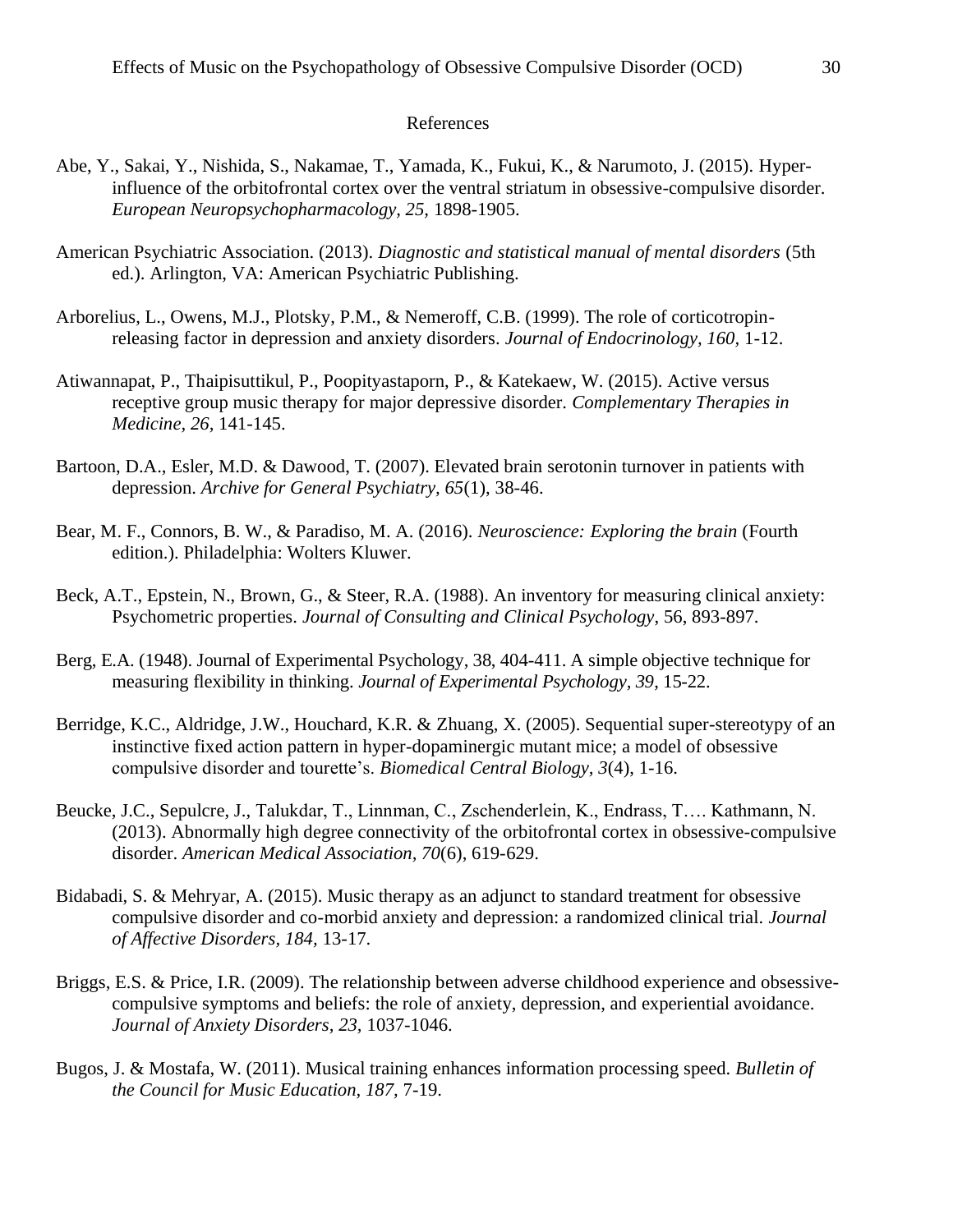# References

Abe, Y., Sakai, Y., Nishida, S., Nakamae, T., Yamada, K., Fukui, K., & Narumoto, J. (2015). Hyper-influence of the orbitofrontal cortex over the ventral striatum in obsessive-compulsive disorder. *European Neuropsychopharmacology, 25,* 1898-1905.

American Psychiatric Association. (2013). *Diagnostic and statistical manual of mental disorders* (5th ed.). Arlington, VA: American Psychiatric Publishing.

Arborelius, L., Owens, M.J., Plotsky, P.M., & Nemeroff, C.B. (1999). The role of corticotropin-releasing factor in depression and anxiety disorders. *Journal of Endocrinology, 160,* 1-12.

Atiwannapat, P., Thaipisuttikul, P., Poopityastaporn, P., & Katekaew, W. (2015). Active versus receptive group music therapy for major depressive disorder. *Complementary Therapies in Medicine, 26,* 141-145.

Bartoon, D.A., Esler, M.D. & Dawood, T. (2007). Elevated brain serotonin turnover in patients with depression. *Archive for General Psychiatry, 65*(1), 38-46.

Bear, M. F., Connors, B. W., & Paradiso, M. A. (2016). *Neuroscience: Exploring the brain* (Fourth edition.). Philadelphia: Wolters Kluwer.

Beck, A.T., Epstein, N., Brown, G., & Steer, R.A. (1988). An inventory for measuring clinical anxiety: Psychometric properties. *Journal of Consulting and Clinical Psychology*, 56, 893-897.

Berg, E.A. (1948). Journal of Experimental Psychology, 38, 404-411. A simple objective technique for measuring flexibility in thinking. *Journal of Experimental Psychology, 39,* 15-22.

Berridge, K.C., Aldridge, J.W., Houchard, K.R. & Zhuang, X. (2005). Sequential super-stereotypy of an instinctive fixed action pattern in hyper-dopaminergic mutant mice; a model of obsessive compulsive disorder and tourette's. *Biomedical Central Biology, 3*(4), 1-16.

Beucke, J.C., Sepulcre, J., Talukdar, T., Linnman, C., Zschenderlein, K., Endrass, T…. Kathmann, N. (2013). Abnormally high degree connectivity of the orbitofrontal cortex in obsessive-compulsive disorder. *American Medical Association, 70*(6), 619-629.

Bidabadi, S. & Mehryar, A. (2015). Music therapy as an adjunct to standard treatment for obsessive compulsive disorder and co-morbid anxiety and depression: a randomized clinical trial. *Journal of Affective Disorders, 184,* 13-17.

Briggs, E.S. & Price, I.R. (2009). The relationship between adverse childhood experience and obsessive-compulsive symptoms and beliefs: the role of anxiety, depression, and experiential avoidance. *Journal of Anxiety Disorders, 23,* 1037-1046.

Bugos, J. & Mostafa, W. (2011). Musical training enhances information processing speed. *Bulletin of the Council for Music Education, 187,* 7-19.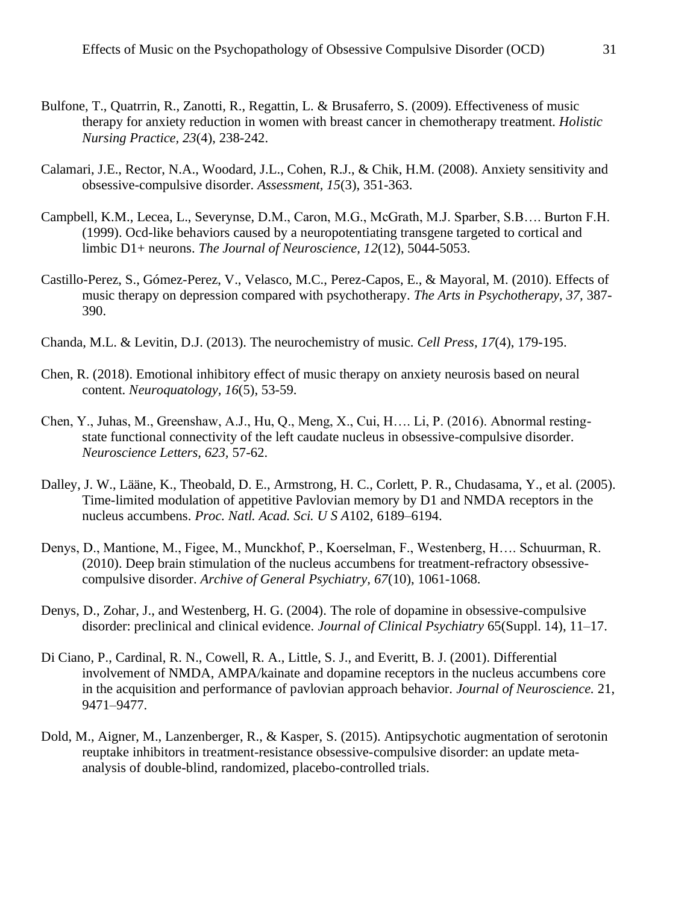Bulfone, T., Quatrrin, R., Zanotti, R., Regattin, L. & Brusaferro, S. (2009). Effectiveness of music therapy for anxiety reduction in women with breast cancer in chemotherapy treatment. *Holistic Nursing Practice, 23*(4), 238-242.

Calamari, J.E., Rector, N.A., Woodard, J.L., Cohen, R.J., & Chik, H.M. (2008). Anxiety sensitivity and obsessive-compulsive disorder. *Assessment, 15*(3), 351-363.

Campbell, K.M., Lecea, L., Severynse, D.M., Caron, M.G., McGrath, M.J. Sparber, S.B…. Burton F.H. (1999). Ocd-like behaviors caused by a neuropotentiating transgene targeted to cortical and limbic D1+ neurons. *The Journal of Neuroscience, 12*(12), 5044-5053.

Castillo-Perez, S., Gómez-Perez, V., Velasco, M.C., Perez-Capos, E., & Mayoral, M. (2010). Effects of music therapy on depression compared with psychotherapy. *The Arts in Psychotherapy, 37,* 387-390.

Chanda, M.L. & Levitin, D.J. (2013). The neurochemistry of music. *Cell Press, 17*(4), 179-195.

Chen, R. (2018). Emotional inhibitory effect of music therapy on anxiety neurosis based on neural content. *Neuroquatology, 16*(5), 53-59.

Chen, Y., Juhas, M., Greenshaw, A.J., Hu, Q., Meng, X., Cui, H…. Li, P. (2016). Abnormal resting-state functional connectivity of the left caudate nucleus in obsessive-compulsive disorder. *Neuroscience Letters, 623,* 57-62.

Dalley, J. W., Lääne, K., Theobald, D. E., Armstrong, H. C., Corlett, P. R., Chudasama, Y., et al. (2005). Time-limited modulation of appetitive Pavlovian memory by D1 and NMDA receptors in the nucleus accumbens. *Proc. Natl. Acad. Sci. U S A*102, 6189–6194.

Denys, D., Mantione, M., Figee, M., Munckhof, P., Koerselman, F., Westenberg, H…. Schuurman, R. (2010). Deep brain stimulation of the nucleus accumbens for treatment-refractory obsessive-compulsive disorder. *Archive of General Psychiatry, 67*(10), 1061-1068.

Denys, D., Zohar, J., and Westenberg, H. G. (2004). The role of dopamine in obsessive-compulsive disorder: preclinical and clinical evidence. *Journal of Clinical Psychiatry* 65(Suppl. 14), 11–17.

Di Ciano, P., Cardinal, R. N., Cowell, R. A., Little, S. J., and Everitt, B. J. (2001). Differential involvement of NMDA, AMPA/kainate and dopamine receptors in the nucleus accumbens core in the acquisition and performance of pavlovian approach behavior. *Journal of Neuroscience.* 21, 9471–9477.

Dold, M., Aigner, M., Lanzenberger, R., & Kasper, S. (2015). Antipsychotic augmentation of serotonin reuptake inhibitors in treatment-resistance obsessive-compulsive disorder: an update meta-analysis of double-blind, randomized, placebo-controlled trials.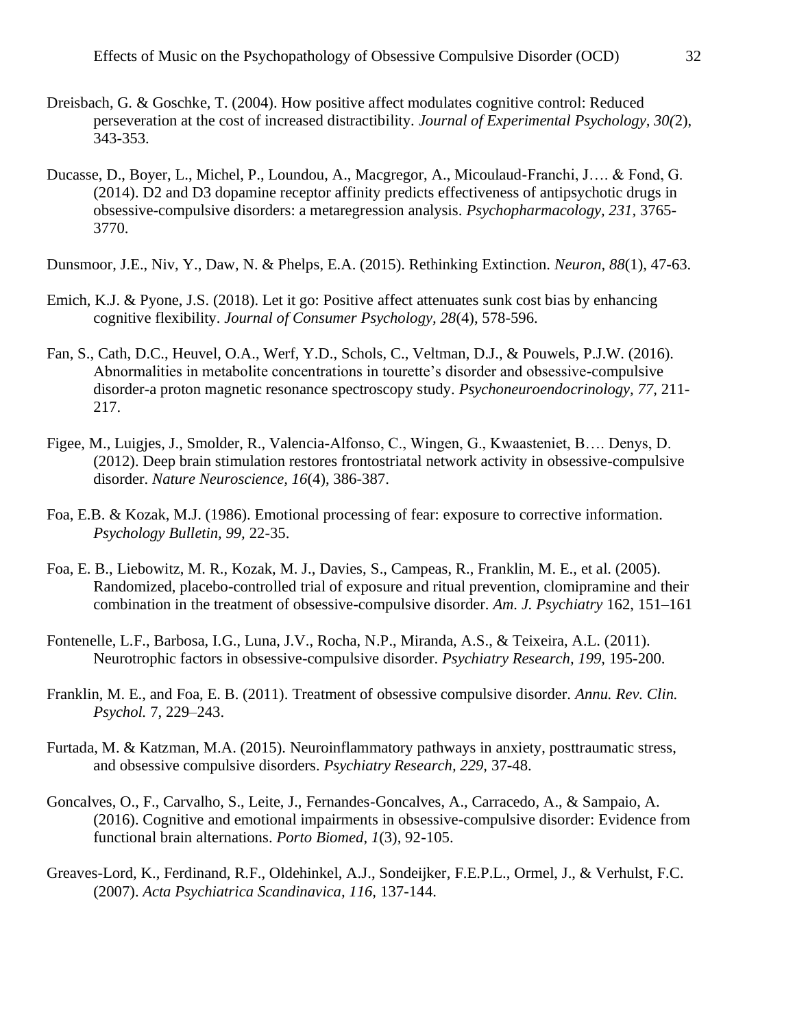Dreisbach, G. & Goschke, T. (2004). How positive affect modulates cognitive control: Reduced perseveration at the cost of increased distractibility. *Journal of Experimental Psychology, 30(*2), 343-353.

Ducasse, D., Boyer, L., Michel, P., Loundou, A., Macgregor, A., Micoulaud-Franchi, J…. & Fond, G. (2014). D2 and D3 dopamine receptor affinity predicts effectiveness of antipsychotic drugs in obsessive-compulsive disorders: a metaregression analysis. *Psychopharmacology, 231,* 3765-3770.

Dunsmoor, J.E., Niv, Y., Daw, N. & Phelps, E.A. (2015). Rethinking Extinction. *Neuron, 88*(1), 47-63.

Emich, K.J. & Pyone, J.S. (2018). Let it go: Positive affect attenuates sunk cost bias by enhancing cognitive flexibility. *Journal of Consumer Psychology, 28*(4), 578-596.

Fan, S., Cath, D.C., Heuvel, O.A., Werf, Y.D., Schols, C., Veltman, D.J., & Pouwels, P.J.W. (2016). Abnormalities in metabolite concentrations in tourette's disorder and obsessive-compulsive disorder-a proton magnetic resonance spectroscopy study. *Psychoneuroendocrinology, 77,* 211-217.

Figee, M., Luigjes, J., Smolder, R., Valencia-Alfonso, C., Wingen, G., Kwaasteniet, B…. Denys, D. (2012). Deep brain stimulation restores frontostriatal network activity in obsessive-compulsive disorder. *Nature Neuroscience, 16*(4), 386-387.

Foa, E.B. & Kozak, M.J. (1986). Emotional processing of fear: exposure to corrective information. *Psychology Bulletin, 99,* 22-35.

Foa, E. B., Liebowitz, M. R., Kozak, M. J., Davies, S., Campeas, R., Franklin, M. E., et al. (2005). Randomized, placebo-controlled trial of exposure and ritual prevention, clomipramine and their combination in the treatment of obsessive-compulsive disorder. *Am. J. Psychiatry* 162, 151–161

Fontenelle, L.F., Barbosa, I.G., Luna, J.V., Rocha, N.P., Miranda, A.S., & Teixeira, A.L. (2011). Neurotrophic factors in obsessive-compulsive disorder. *Psychiatry Research, 199,* 195-200.

Franklin, M. E., and Foa, E. B. (2011). Treatment of obsessive compulsive disorder. *Annu. Rev. Clin. Psychol.* 7, 229–243.

Furtada, M. & Katzman, M.A. (2015). Neuroinflammatory pathways in anxiety, posttraumatic stress, and obsessive compulsive disorders. *Psychiatry Research, 229,* 37-48.

Goncalves, O., F., Carvalho, S., Leite, J., Fernandes-Goncalves, A., Carracedo, A., & Sampaio, A. (2016). Cognitive and emotional impairments in obsessive-compulsive disorder: Evidence from functional brain alternations. *Porto Biomed, 1*(3), 92-105.

Greaves-Lord, K., Ferdinand, R.F., Oldehinkel, A.J., Sondeijker, F.E.P.L., Ormel, J., & Verhulst, F.C. (2007). *Acta Psychiatrica Scandinavica, 116,* 137-144.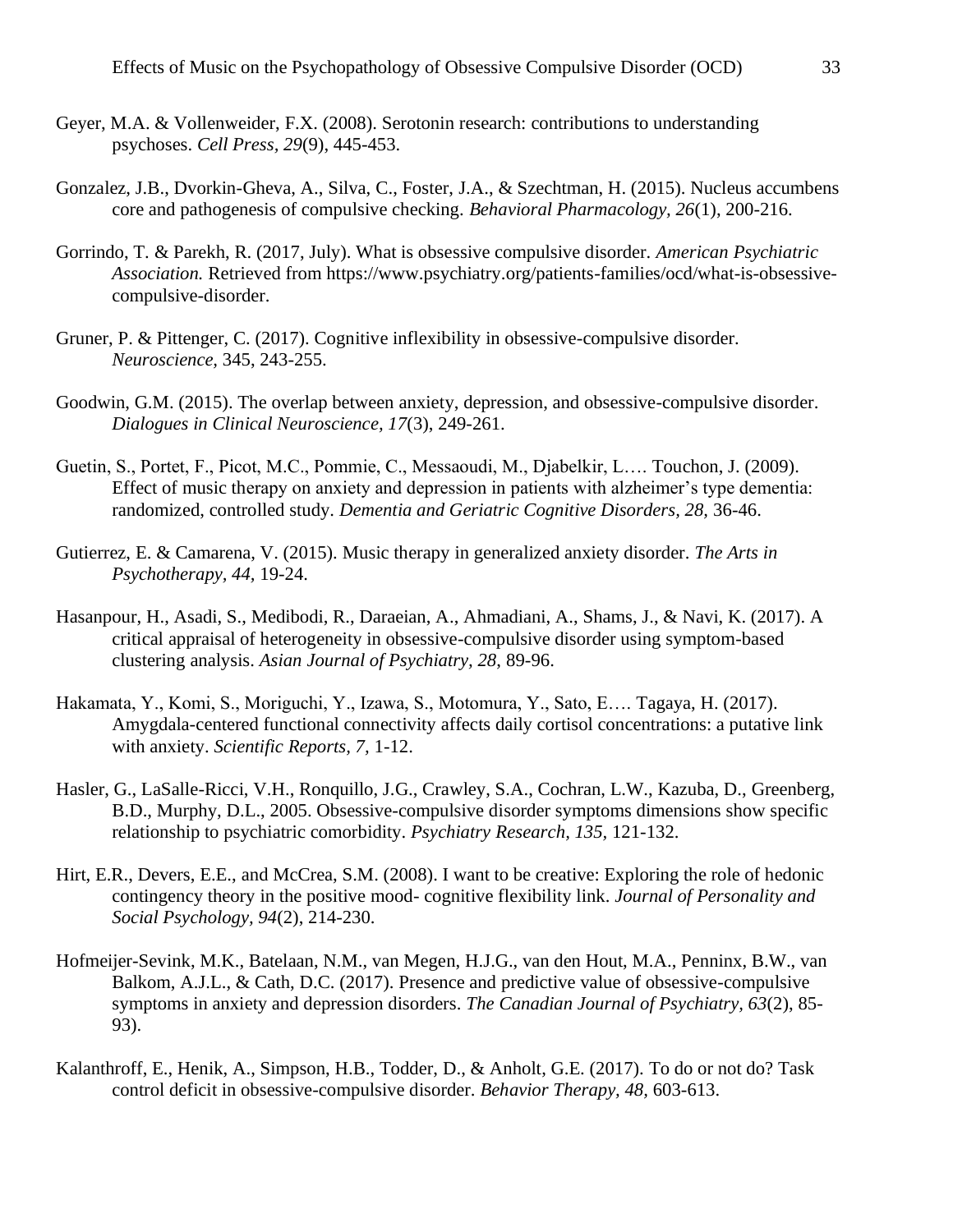Geyer, M.A. & Vollenweider, F.X. (2008). Serotonin research: contributions to understanding psychoses. *Cell Press, 29*(9), 445-453.

Gonzalez, J.B., Dvorkin-Gheva, A., Silva, C., Foster, J.A., & Szechtman, H. (2015). Nucleus accumbens core and pathogenesis of compulsive checking. *Behavioral Pharmacology, 26*(1), 200-216.

Gorrindo, T. & Parekh, R. (2017, July). What is obsessive compulsive disorder. *American Psychiatric Association.* Retrieved from https://www.psychiatry.org/patients-families/ocd/what-is-obsessive-compulsive-disorder.

Gruner, P. & Pittenger, C. (2017). Cognitive inflexibility in obsessive-compulsive disorder. *Neuroscience,* 345, 243-255.

Goodwin, G.M. (2015). The overlap between anxiety, depression, and obsessive-compulsive disorder. *Dialogues in Clinical Neuroscience, 17*(3), 249-261.

Guetin, S., Portet, F., Picot, M.C., Pommie, C., Messaoudi, M., Djabelkir, L…. Touchon, J. (2009). Effect of music therapy on anxiety and depression in patients with alzheimer's type dementia: randomized, controlled study. *Dementia and Geriatric Cognitive Disorders, 28,* 36-46.

Gutierrez, E. & Camarena, V. (2015). Music therapy in generalized anxiety disorder. *The Arts in Psychotherapy, 44,* 19-24.

Hasanpour, H., Asadi, S., Medibodi, R., Daraeian, A., Ahmadiani, A., Shams, J., & Navi, K. (2017). A critical appraisal of heterogeneity in obsessive-compulsive disorder using symptom-based clustering analysis. *Asian Journal of Psychiatry, 28,* 89-96.

Hakamata, Y., Komi, S., Moriguchi, Y., Izawa, S., Motomura, Y., Sato, E…. Tagaya, H. (2017). Amygdala-centered functional connectivity affects daily cortisol concentrations: a putative link with anxiety. *Scientific Reports, 7,* 1-12.

Hasler, G., LaSalle-Ricci, V.H., Ronquillo, J.G., Crawley, S.A., Cochran, L.W., Kazuba, D., Greenberg, B.D., Murphy, D.L., 2005. Obsessive-compulsive disorder symptoms dimensions show specific relationship to psychiatric comorbidity. *Psychiatry Research, 135,* 121-132.

Hirt, E.R., Devers, E.E., and McCrea, S.M. (2008). I want to be creative: Exploring the role of hedonic contingency theory in the positive mood- cognitive flexibility link. *Journal of Personality and Social Psychology, 94*(2), 214-230.

Hofmeijer-Sevink, M.K., Batelaan, N.M., van Megen, H.J.G., van den Hout, M.A., Penninx, B.W., van Balkom, A.J.L., & Cath, D.C. (2017). Presence and predictive value of obsessive-compulsive symptoms in anxiety and depression disorders. *The Canadian Journal of Psychiatry, 63*(2), 85-93).

Kalanthroff, E., Henik, A., Simpson, H.B., Todder, D., & Anholt, G.E. (2017). To do or not do? Task control deficit in obsessive-compulsive disorder. *Behavior Therapy, 48,* 603-613.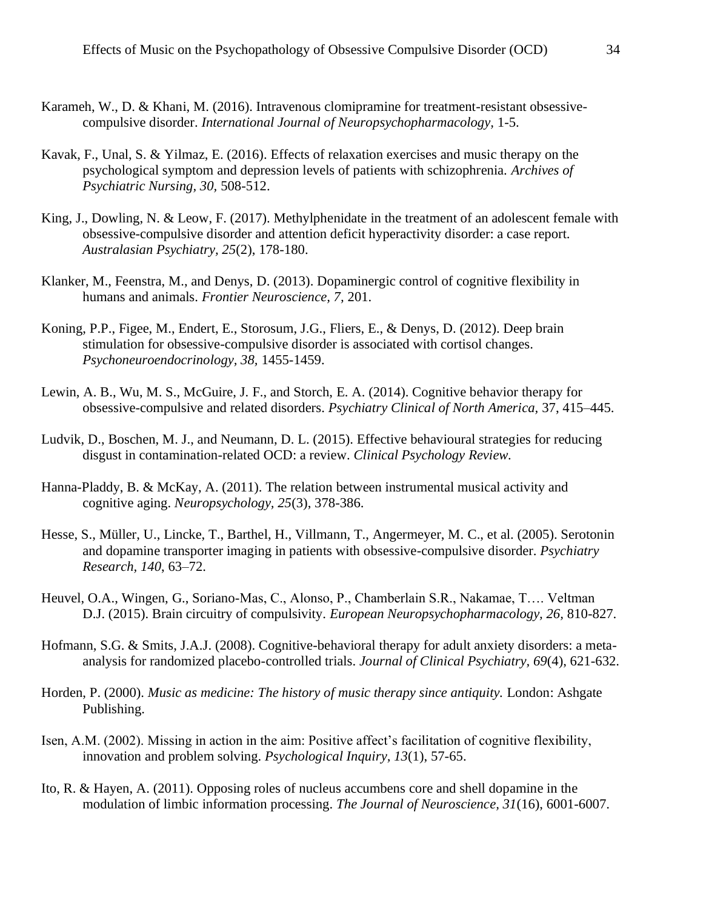Karameh, W., D. & Khani, M. (2016). Intravenous clomipramine for treatment-resistant obsessive-compulsive disorder. *International Journal of Neuropsychopharmacology,* 1-5.

Kavak, F., Unal, S. & Yilmaz, E. (2016). Effects of relaxation exercises and music therapy on the psychological symptom and depression levels of patients with schizophrenia. *Archives of Psychiatric Nursing, 30,* 508-512.

King, J., Dowling, N. & Leow, F. (2017). Methylphenidate in the treatment of an adolescent female with obsessive-compulsive disorder and attention deficit hyperactivity disorder: a case report. *Australasian Psychiatry, 25*(2), 178-180.

Klanker, M., Feenstra, M., and Denys, D. (2013). Dopaminergic control of cognitive flexibility in humans and animals. *Frontier Neuroscience, 7,* 201.

Koning, P.P., Figee, M., Endert, E., Storosum, J.G., Fliers, E., & Denys, D. (2012). Deep brain stimulation for obsessive-compulsive disorder is associated with cortisol changes. *Psychoneuroendocrinology, 38,* 1455-1459.

Lewin, A. B., Wu, M. S., McGuire, J. F., and Storch, E. A. (2014). Cognitive behavior therapy for obsessive-compulsive and related disorders. *Psychiatry Clinical of North America*, 37, 415–445.

Ludvik, D., Boschen, M. J., and Neumann, D. L. (2015). Effective behavioural strategies for reducing disgust in contamination-related OCD: a review. *Clinical Psychology Review.*

Hanna-Pladdy, B. & McKay, A. (2011). The relation between instrumental musical activity and cognitive aging. *Neuropsychology, 25*(3), 378-386.

Hesse, S., Müller, U., Lincke, T., Barthel, H., Villmann, T., Angermeyer, M. C., et al. (2005). Serotonin and dopamine transporter imaging in patients with obsessive-compulsive disorder. *Psychiatry Research, 140*, 63–72.

Heuvel, O.A., Wingen, G., Soriano-Mas, C., Alonso, P., Chamberlain S.R., Nakamae, T…. Veltman D.J. (2015). Brain circuitry of compulsivity. *European Neuropsychopharmacology, 26*, 810-827.

Hofmann, S.G. & Smits, J.A.J. (2008). Cognitive-behavioral therapy for adult anxiety disorders: a meta-analysis for randomized placebo-controlled trials. *Journal of Clinical Psychiatry, 69*(4), 621-632.

Horden, P. (2000). *Music as medicine: The history of music therapy since antiquity.* London: Ashgate Publishing.

Isen, A.M. (2002). Missing in action in the aim: Positive affect's facilitation of cognitive flexibility, innovation and problem solving. *Psychological Inquiry, 13*(1), 57-65.

Ito, R. & Hayen, A. (2011). Opposing roles of nucleus accumbens core and shell dopamine in the modulation of limbic information processing. *The Journal of Neuroscience, 31*(16), 6001-6007.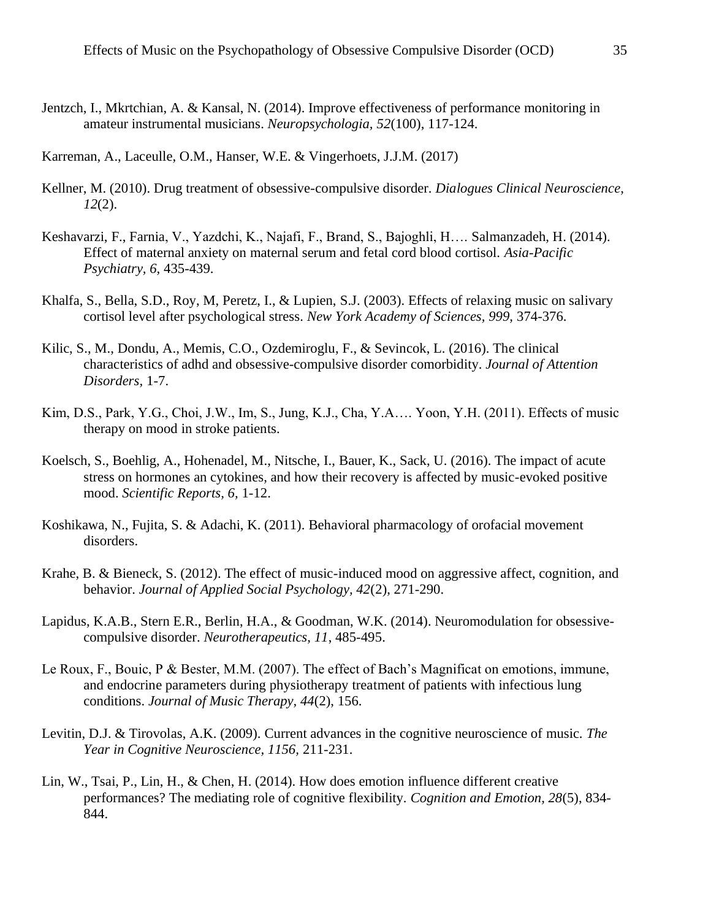Jentzch, I., Mkrtchian, A. & Kansal, N. (2014). Improve effectiveness of performance monitoring in amateur instrumental musicians. *Neuropsychologia, 52*(100), 117-124.

Karreman, A., Laceulle, O.M., Hanser, W.E. & Vingerhoets, J.J.M. (2017)

Kellner, M. (2010). Drug treatment of obsessive-compulsive disorder. *Dialogues Clinical Neuroscience, 12*(2).

Keshavarzi, F., Farnia, V., Yazdchi, K., Najafi, F., Brand, S., Bajoghli, H…. Salmanzadeh, H. (2014). Effect of maternal anxiety on maternal serum and fetal cord blood cortisol. *Asia-Pacific Psychiatry, 6*, 435-439.

Khalfa, S., Bella, S.D., Roy, M, Peretz, I., & Lupien, S.J. (2003). Effects of relaxing music on salivary cortisol level after psychological stress. *New York Academy of Sciences, 999*, 374-376.

Kilic, S., M., Dondu, A., Memis, C.O., Ozdemiroglu, F., & Sevincok, L. (2016). The clinical characteristics of adhd and obsessive-compulsive disorder comorbidity. *Journal of Attention Disorders*, 1-7.

Kim, D.S., Park, Y.G., Choi, J.W., Im, S., Jung, K.J., Cha, Y.A…. Yoon, Y.H. (2011). Effects of music therapy on mood in stroke patients.

Koelsch, S., Boehlig, A., Hohenadel, M., Nitsche, I., Bauer, K., Sack, U. (2016). The impact of acute stress on hormones an cytokines, and how their recovery is affected by music-evoked positive mood. *Scientific Reports, 6*, 1-12.

Koshikawa, N., Fujita, S. & Adachi, K. (2011). Behavioral pharmacology of orofacial movement disorders.

Krahe, B. & Bieneck, S. (2012). The effect of music-induced mood on aggressive affect, cognition, and behavior. *Journal of Applied Social Psychology, 42*(2), 271-290.

Lapidus, K.A.B., Stern E.R., Berlin, H.A., & Goodman, W.K. (2014). Neuromodulation for obsessive-compulsive disorder. *Neurotherapeutics, 11*, 485-495.

Le Roux, F., Bouic, P & Bester, M.M. (2007). The effect of Bach's Magnificat on emotions, immune, and endocrine parameters during physiotherapy treatment of patients with infectious lung conditions. *Journal of Music Therapy, 44*(2), 156.

Levitin, D.J. & Tirovolas, A.K. (2009). Current advances in the cognitive neuroscience of music. *The Year in Cognitive Neuroscience, 1156*, 211-231.

Lin, W., Tsai, P., Lin, H., & Chen, H. (2014). How does emotion influence different creative performances? The mediating role of cognitive flexibility. *Cognition and Emotion, 28*(5), 834-844.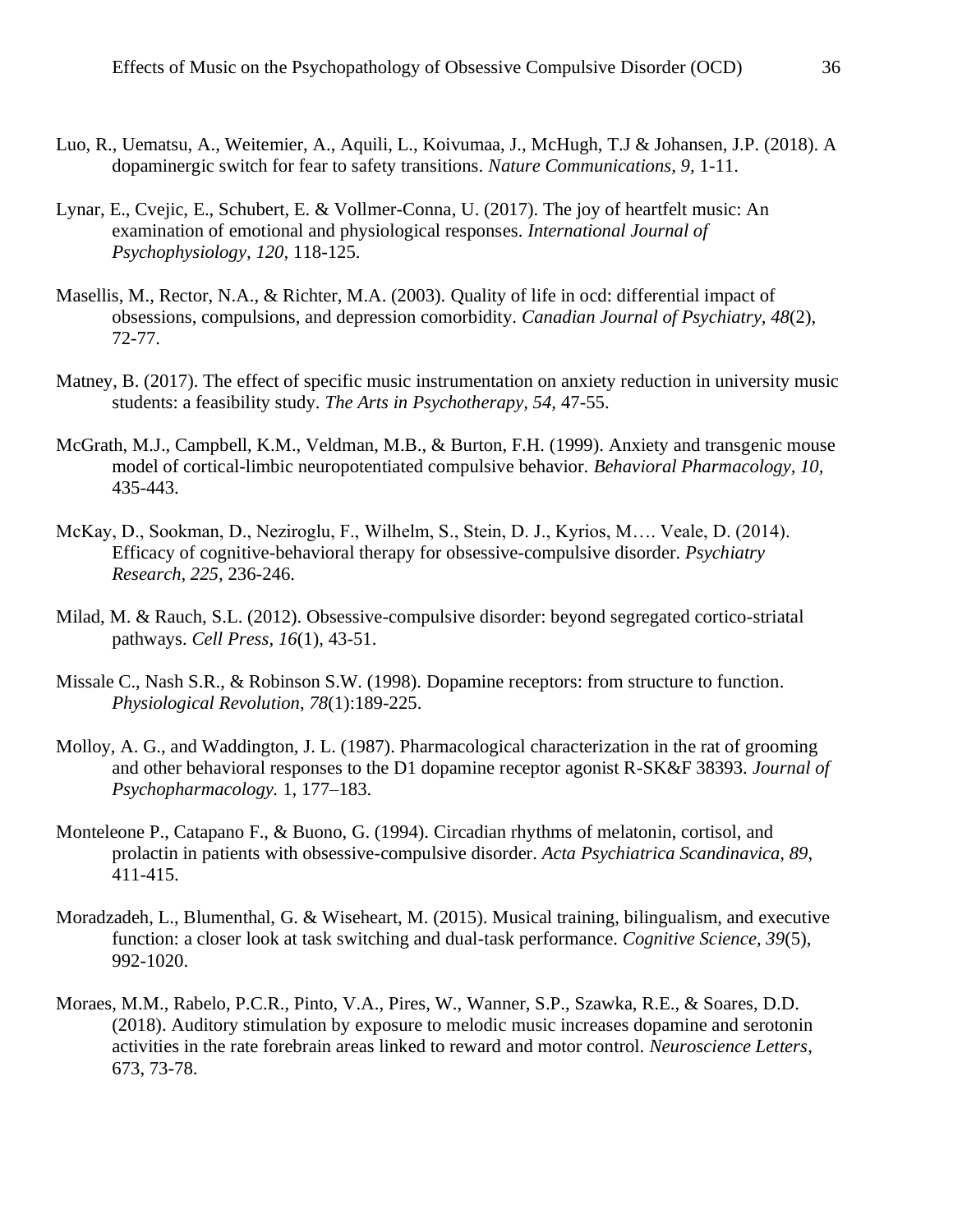Luo, R., Uematsu, A., Weitemier, A., Aquili, L., Koivumaa, J., McHugh, T.J & Johansen, J.P. (2018). A dopaminergic switch for fear to safety transitions. *Nature Communications, 9,* 1-11.

Lynar, E., Cvejic, E., Schubert, E. & Vollmer-Conna, U. (2017). The joy of heartfelt music: An examination of emotional and physiological responses. *International Journal of Psychophysiology, 120,* 118-125.

Masellis, M., Rector, N.A., & Richter, M.A. (2003). Quality of life in ocd: differential impact of obsessions, compulsions, and depression comorbidity. *Canadian Journal of Psychiatry, 48*(2), 72-77.

Matney, B. (2017). The effect of specific music instrumentation on anxiety reduction in university music students: a feasibility study. *The Arts in Psychotherapy, 54,* 47-55.

McGrath, M.J., Campbell, K.M., Veldman, M.B., & Burton, F.H. (1999). Anxiety and transgenic mouse model of cortical-limbic neuropotentiated compulsive behavior. *Behavioral Pharmacology, 10,* 435-443.

McKay, D., Sookman, D., Neziroglu, F., Wilhelm, S., Stein, D. J., Kyrios, M…. Veale, D. (2014). Efficacy of cognitive-behavioral therapy for obsessive-compulsive disorder. *Psychiatry Research, 225,* 236-246.

Milad, M. & Rauch, S.L. (2012). Obsessive-compulsive disorder: beyond segregated cortico-striatal pathways. *Cell Press, 16*(1), 43-51.

Missale C., Nash S.R., & Robinson S.W. (1998). Dopamine receptors: from structure to function. *Physiological Revolution, 78*(1):189-225.

Molloy, A. G., and Waddington, J. L. (1987). Pharmacological characterization in the rat of grooming and other behavioral responses to the D1 dopamine receptor agonist R-SK&F 38393. *Journal of Psychopharmacology.* 1, 177–183.

Monteleone P., Catapano F., & Buono, G. (1994). Circadian rhythms of melatonin, cortisol, and prolactin in patients with obsessive-compulsive disorder. *Acta Psychiatrica Scandinavica, 89,* 411-415.

Moradzadeh, L., Blumenthal, G. & Wiseheart, M. (2015). Musical training, bilingualism, and executive function: a closer look at task switching and dual-task performance. *Cognitive Science, 39*(5), 992-1020.

Moraes, M.M., Rabelo, P.C.R., Pinto, V.A., Pires, W., Wanner, S.P., Szawka, R.E., & Soares, D.D. (2018). Auditory stimulation by exposure to melodic music increases dopamine and serotonin activities in the rate forebrain areas linked to reward and motor control. *Neuroscience Letters*, 673, 73-78.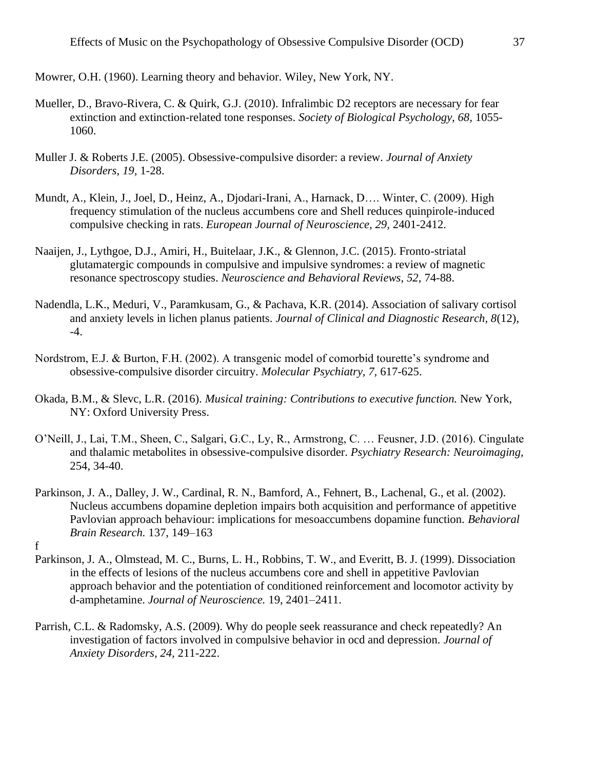Mowrer, O.H. (1960). Learning theory and behavior. Wiley, New York, NY.

Mueller, D., Bravo-Rivera, C. & Quirk, G.J. (2010). Infralimbic D2 receptors are necessary for fear extinction and extinction-related tone responses. *Society of Biological Psychology, 68*, 1055-1060.

Muller J. & Roberts J.E. (2005). Obsessive-compulsive disorder: a review. *Journal of Anxiety Disorders, 19,* 1-28.

Mundt, A., Klein, J., Joel, D., Heinz, A., Djodari-Irani, A., Harnack, D…. Winter, C. (2009). High frequency stimulation of the nucleus accumbens core and Shell reduces quinpirole-induced compulsive checking in rats. *European Journal of Neuroscience, 29,* 2401-2412.

Naaijen, J., Lythgoe, D.J., Amiri, H., Buitelaar, J.K., & Glennon, J.C. (2015). Fronto-striatal glutamatergic compounds in compulsive and impulsive syndromes: a review of magnetic resonance spectroscopy studies. *Neuroscience and Behavioral Reviews, 52,* 74-88.

Nadendla, L.K., Meduri, V., Paramkusam, G., & Pachava, K.R. (2014). Association of salivary cortisol and anxiety levels in lichen planus patients. *Journal of Clinical and Diagnostic Research, 8*(12), -4.

Nordstrom, E.J. & Burton, F.H. (2002). A transgenic model of comorbid tourette's syndrome and obsessive-compulsive disorder circuitry. *Molecular Psychiatry, 7,* 617-625.

Okada, B.M., & Slevc, L.R. (2016). *Musical training: Contributions to executive function.* New York, NY: Oxford University Press.

O'Neill, J., Lai, T.M., Sheen, C., Salgari, G.C., Ly, R., Armstrong, C. … Feusner, J.D. (2016). Cingulate and thalamic metabolites in obsessive-compulsive disorder. *Psychiatry Research: Neuroimaging,* 254, 34-40.

Parkinson, J. A., Dalley, J. W., Cardinal, R. N., Bamford, A., Fehnert, B., Lachenal, G., et al. (2002). Nucleus accumbens dopamine depletion impairs both acquisition and performance of appetitive Pavlovian approach behaviour: implications for mesoaccumbens dopamine function. *Behavioral Brain Research.* 137, 149–163

f

Parkinson, J. A., Olmstead, M. C., Burns, L. H., Robbins, T. W., and Everitt, B. J. (1999). Dissociation in the effects of lesions of the nucleus accumbens core and shell in appetitive Pavlovian approach behavior and the potentiation of conditioned reinforcement and locomotor activity by d-amphetamine. *Journal of Neuroscience.* 19, 2401–2411.

Parrish, C.L. & Radomsky, A.S. (2009). Why do people seek reassurance and check repeatedly? An investigation of factors involved in compulsive behavior in ocd and depression. *Journal of Anxiety Disorders, 24,* 211-222.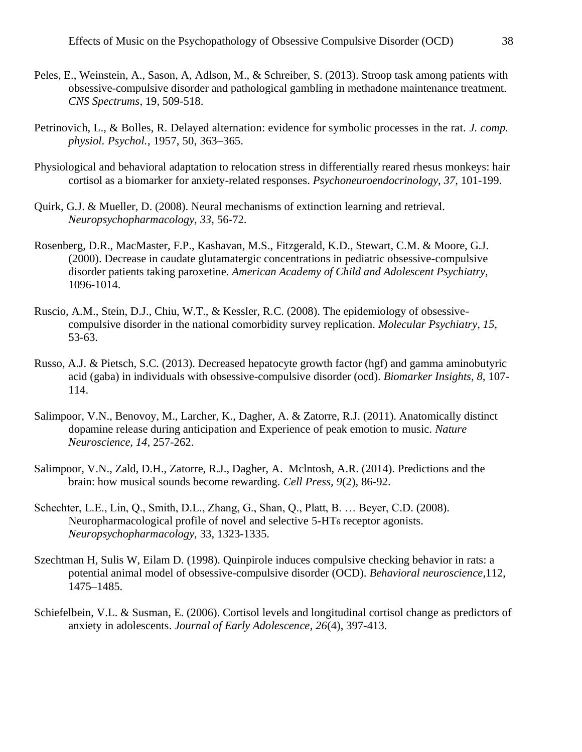Peles, E., Weinstein, A., Sason, A, Adlson, M., & Schreiber, S. (2013). Stroop task among patients with obsessive-compulsive disorder and pathological gambling in methadone maintenance treatment. *CNS Spectrums*, 19, 509-518.

Petrinovich, L., & Bolles, R. Delayed alternation: evidence for symbolic processes in the rat. *J. comp. physiol. Psychol.*, 1957, 50, 363–365.

Physiological and behavioral adaptation to relocation stress in differentially reared rhesus monkeys: hair cortisol as a biomarker for anxiety-related responses. *Psychoneuroendocrinology, 37,* 101-199.

Quirk, G.J. & Mueller, D. (2008). Neural mechanisms of extinction learning and retrieval. *Neuropsychopharmacology, 33,* 56-72.

Rosenberg, D.R., MacMaster, F.P., Kashavan, M.S., Fitzgerald, K.D., Stewart, C.M. & Moore, G.J. (2000). Decrease in caudate glutamatergic concentrations in pediatric obsessive-compulsive disorder patients taking paroxetine. *American Academy of Child and Adolescent Psychiatry,* 1096-1014.

Ruscio, A.M., Stein, D.J., Chiu, W.T., & Kessler, R.C. (2008). The epidemiology of obsessive-compulsive disorder in the national comorbidity survey replication. *Molecular Psychiatry, 15,* 53-63.

Russo, A.J. & Pietsch, S.C. (2013). Decreased hepatocyte growth factor (hgf) and gamma aminobutyric acid (gaba) in individuals with obsessive-compulsive disorder (ocd). *Biomarker Insights, 8,* 107-114.

Salimpoor, V.N., Benovoy, M., Larcher, K., Dagher, A. & Zatorre, R.J. (2011). Anatomically distinct dopamine release during anticipation and Experience of peak emotion to music. *Nature Neuroscience, 14,* 257-262.

Salimpoor, V.N., Zald, D.H., Zatorre, R.J., Dagher, A. Mclntosh, A.R. (2014). Predictions and the brain: how musical sounds become rewarding. *Cell Press, 9*(2), 86-92.

Schechter, L.E., Lin, Q., Smith, D.L., Zhang, G., Shan, Q., Platt, B. … Beyer, C.D. (2008). Neuropharmacological profile of novel and selective 5-HT$_6$ receptor agonists. *Neuropsychopharmacology,* 33, 1323-1335.

Szechtman H, Sulis W, Eilam D. (1998). Quinpirole induces compulsive checking behavior in rats: a potential animal model of obsessive-compulsive disorder (OCD). *Behavioral neuroscience*,112, 1475–1485.

Schiefelbein, V.L. & Susman, E. (2006). Cortisol levels and longitudinal cortisol change as predictors of anxiety in adolescents. *Journal of Early Adolescence, 26*(4), 397-413.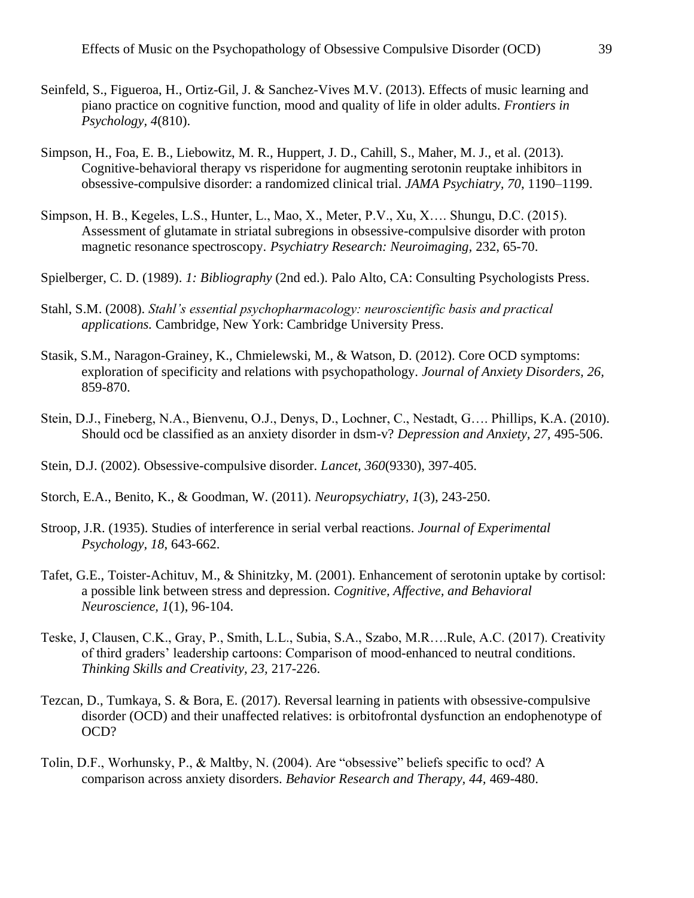Seinfeld, S., Figueroa, H., Ortiz-Gil, J. & Sanchez-Vives M.V. (2013). Effects of music learning and piano practice on cognitive function, mood and quality of life in older adults. *Frontiers in Psychology, 4*(810).

Simpson, H., Foa, E. B., Liebowitz, M. R., Huppert, J. D., Cahill, S., Maher, M. J., et al. (2013). Cognitive-behavioral therapy vs risperidone for augmenting serotonin reuptake inhibitors in obsessive-compulsive disorder: a randomized clinical trial. *JAMA Psychiatry, 70*, 1190–1199.

Simpson, H. B., Kegeles, L.S., Hunter, L., Mao, X., Meter, P.V., Xu, X…. Shungu, D.C. (2015). Assessment of glutamate in striatal subregions in obsessive-compulsive disorder with proton magnetic resonance spectroscopy. *Psychiatry Research: Neuroimaging,* 232, 65-70.

Spielberger, C. D. (1989). *1: Bibliography* (2nd ed.). Palo Alto, CA: Consulting Psychologists Press.

Stahl, S.M. (2008). *Stahl's essential psychopharmacology: neuroscientific basis and practical applications.* Cambridge, New York: Cambridge University Press.

Stasik, S.M., Naragon-Grainey, K., Chmielewski, M., & Watson, D. (2012). Core OCD symptoms: exploration of specificity and relations with psychopathology. *Journal of Anxiety Disorders, 26,* 859-870.

Stein, D.J., Fineberg, N.A., Bienvenu, O.J., Denys, D., Lochner, C., Nestadt, G…. Phillips, K.A. (2010). Should ocd be classified as an anxiety disorder in dsm-v? *Depression and Anxiety, 27,* 495-506.

Stein, D.J. (2002). Obsessive-compulsive disorder. *Lancet, 360*(9330), 397-405.

Storch, E.A., Benito, K., & Goodman, W. (2011). *Neuropsychiatry, 1*(3), 243-250.

Stroop, J.R. (1935). Studies of interference in serial verbal reactions. *Journal of Experimental Psychology, 18*, 643-662.

Tafet, G.E., Toister-Achituv, M., & Shinitzky, M. (2001). Enhancement of serotonin uptake by cortisol: a possible link between stress and depression. *Cognitive, Affective, and Behavioral Neuroscience, 1*(1), 96-104.

Teske, J, Clausen, C.K., Gray, P., Smith, L.L., Subia, S.A., Szabo, M.R….Rule, A.C. (2017). Creativity of third graders' leadership cartoons: Comparison of mood-enhanced to neutral conditions. *Thinking Skills and Creativity, 23,* 217-226.

Tezcan, D., Tumkaya, S. & Bora, E. (2017). Reversal learning in patients with obsessive-compulsive disorder (OCD) and their unaffected relatives: is orbitofrontal dysfunction an endophenotype of OCD?

Tolin, D.F., Worhunsky, P., & Maltby, N. (2004). Are "obsessive" beliefs specific to ocd? A comparison across anxiety disorders. *Behavior Research and Therapy, 44,* 469-480.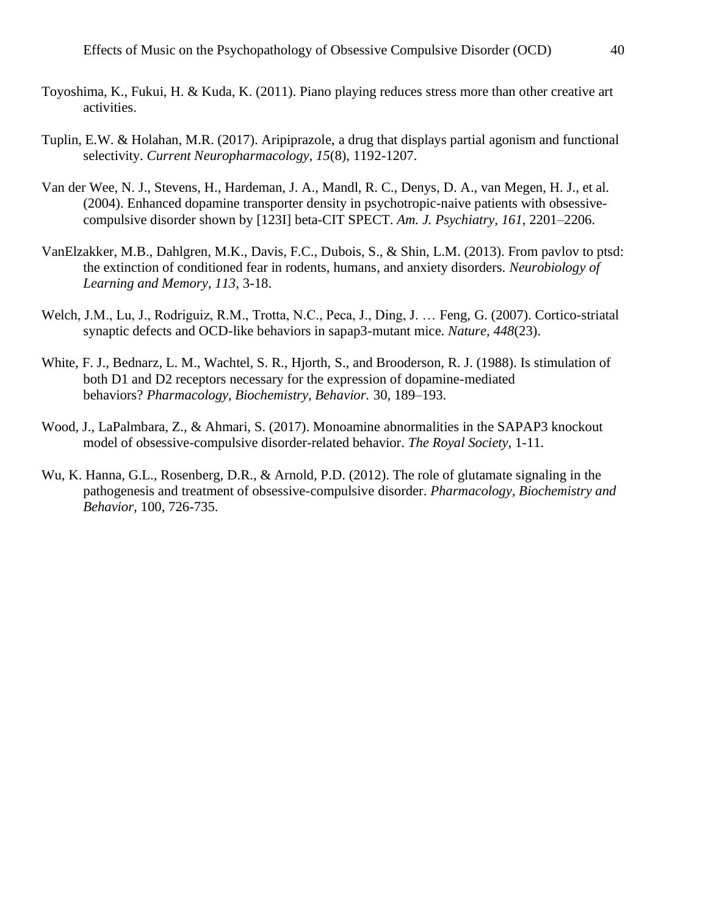Toyoshima, K., Fukui, H. & Kuda, K. (2011). Piano playing reduces stress more than other creative art activities.

Tuplin, E.W. & Holahan, M.R. (2017). Aripiprazole, a drug that displays partial agonism and functional selectivity. *Current Neuropharmacology*, *15*(8), 1192-1207.

Van der Wee, N. J., Stevens, H., Hardeman, J. A., Mandl, R. C., Denys, D. A., van Megen, H. J., et al. (2004). Enhanced dopamine transporter density in psychotropic-naive patients with obsessive-compulsive disorder shown by [123I] beta-CIT SPECT. *Am. J. Psychiatry, 161*, 2201–2206.

VanElzakker, M.B., Dahlgren, M.K., Davis, F.C., Dubois, S., & Shin, L.M. (2013). From pavlov to ptsd: the extinction of conditioned fear in rodents, humans, and anxiety disorders. *Neurobiology of Learning and Memory, 113,* 3-18.

Welch, J.M., Lu, J., Rodriguiz, R.M., Trotta, N.C., Peca, J., Ding, J. … Feng, G. (2007). Cortico-striatal synaptic defects and OCD-like behaviors in sapap3-mutant mice. *Nature, 448*(23).

White, F. J., Bednarz, L. M., Wachtel, S. R., Hjorth, S., and Brooderson, R. J. (1988). Is stimulation of both D1 and D2 receptors necessary for the expression of dopamine-mediated behaviors? *Pharmacology, Biochemistry, Behavior.* 30, 189–193.

Wood, J., LaPalmbara, Z., & Ahmari, S. (2017). Monoamine abnormalities in the SAPAP3 knockout model of obsessive-compulsive disorder-related behavior. *The Royal Society,* 1-11.

Wu, K. Hanna, G.L., Rosenberg, D.R., & Arnold, P.D. (2012). The role of glutamate signaling in the pathogenesis and treatment of obsessive-compulsive disorder. *Pharmacology, Biochemistry and Behavior,* 100, 726-735.